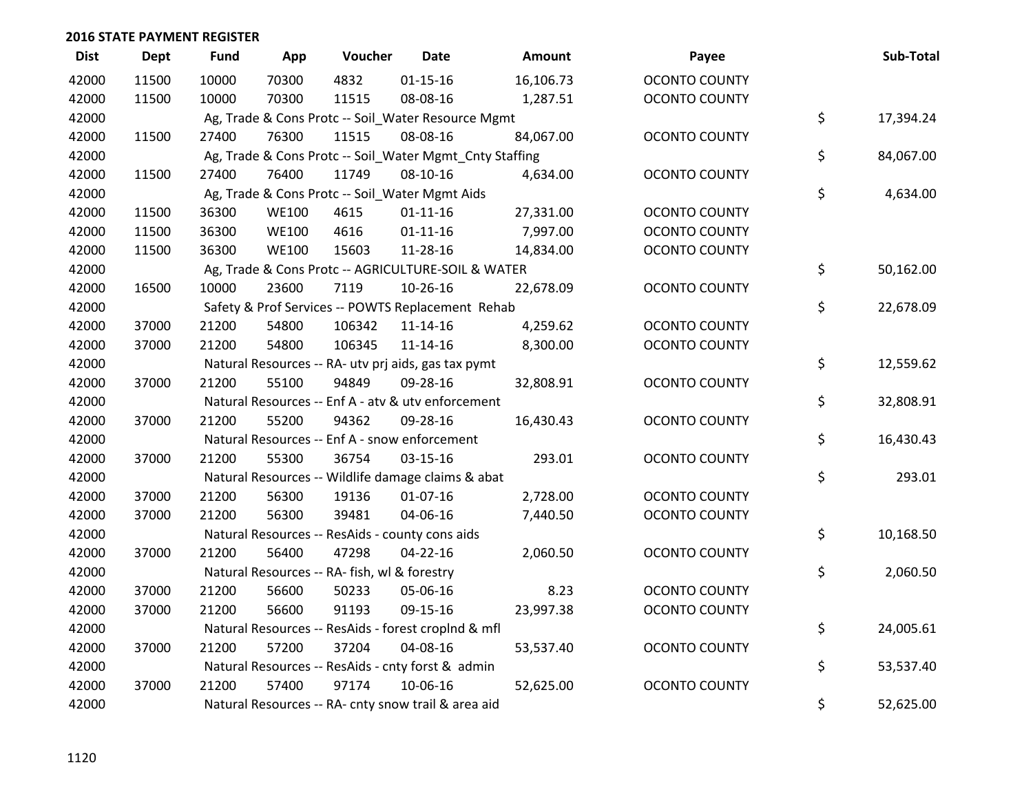## 2016 STATE PAYMENT REGISTER

| Dist | Dept | Fund | App | Voucher | Date | Amount | Payee | Sub-Total |
|---|---|---|---|---|---|---|---|---|
| 42000 | 11500 | 10000 | 70300 | 4832 | 01-15-16 | 16,106.73 | OCONTO COUNTY | |
| 42000 | 11500 | 10000 | 70300 | 11515 | 08-08-16 | 1,287.51 | OCONTO COUNTY | |
| 42000 | | Ag, Trade & Cons Protc -- Soil_Water Resource Mgmt | | | | | | $ 17,394.24 |
| 42000 | 11500 | 27400 | 76300 | 11515 | 08-08-16 | 84,067.00 | OCONTO COUNTY | |
| 42000 | | Ag, Trade & Cons Protc -- Soil_Water Mgmt_Cnty Staffing | | | | | | $ 84,067.00 |
| 42000 | 11500 | 27400 | 76400 | 11749 | 08-10-16 | 4,634.00 | OCONTO COUNTY | |
| 42000 | | Ag, Trade & Cons Protc -- Soil_Water Mgmt Aids | | | | | | $ 4,634.00 |
| 42000 | 11500 | 36300 | WE100 | 4615 | 01-11-16 | 27,331.00 | OCONTO COUNTY | |
| 42000 | 11500 | 36300 | WE100 | 4616 | 01-11-16 | 7,997.00 | OCONTO COUNTY | |
| 42000 | 11500 | 36300 | WE100 | 15603 | 11-28-16 | 14,834.00 | OCONTO COUNTY | |
| 42000 | | Ag, Trade & Cons Protc -- AGRICULTURE-SOIL & WATER | | | | | | $ 50,162.00 |
| 42000 | 16500 | 10000 | 23600 | 7119 | 10-26-16 | 22,678.09 | OCONTO COUNTY | |
| 42000 | | Safety & Prof Services -- POWTS Replacement Rehab | | | | | | $ 22,678.09 |
| 42000 | 37000 | 21200 | 54800 | 106342 | 11-14-16 | 4,259.62 | OCONTO COUNTY | |
| 42000 | 37000 | 21200 | 54800 | 106345 | 11-14-16 | 8,300.00 | OCONTO COUNTY | |
| 42000 | | Natural Resources -- RA- utv prj aids, gas tax pymt | | | | | | $ 12,559.62 |
| 42000 | 37000 | 21200 | 55100 | 94849 | 09-28-16 | 32,808.91 | OCONTO COUNTY | |
| 42000 | | Natural Resources -- Enf A - atv & utv enforcement | | | | | | $ 32,808.91 |
| 42000 | 37000 | 21200 | 55200 | 94362 | 09-28-16 | 16,430.43 | OCONTO COUNTY | |
| 42000 | | Natural Resources -- Enf A - snow enforcement | | | | | | $ 16,430.43 |
| 42000 | 37000 | 21200 | 55300 | 36754 | 03-15-16 | 293.01 | OCONTO COUNTY | |
| 42000 | | Natural Resources -- Wildlife damage claims & abat | | | | | | $ 293.01 |
| 42000 | 37000 | 21200 | 56300 | 19136 | 01-07-16 | 2,728.00 | OCONTO COUNTY | |
| 42000 | 37000 | 21200 | 56300 | 39481 | 04-06-16 | 7,440.50 | OCONTO COUNTY | |
| 42000 | | Natural Resources -- ResAids - county cons aids | | | | | | $ 10,168.50 |
| 42000 | 37000 | 21200 | 56400 | 47298 | 04-22-16 | 2,060.50 | OCONTO COUNTY | |
| 42000 | | Natural Resources -- RA- fish, wl & forestry | | | | | | $ 2,060.50 |
| 42000 | 37000 | 21200 | 56600 | 50233 | 05-06-16 | 8.23 | OCONTO COUNTY | |
| 42000 | 37000 | 21200 | 56600 | 91193 | 09-15-16 | 23,997.38 | OCONTO COUNTY | |
| 42000 | | Natural Resources -- ResAids - forest croplnd & mfl | | | | | | $ 24,005.61 |
| 42000 | 37000 | 21200 | 57200 | 37204 | 04-08-16 | 53,537.40 | OCONTO COUNTY | |
| 42000 | | Natural Resources -- ResAids - cnty forst & admin | | | | | | $ 53,537.40 |
| 42000 | 37000 | 21200 | 57400 | 97174 | 10-06-16 | 52,625.00 | OCONTO COUNTY | |
| 42000 | | Natural Resources -- RA- cnty snow trail & area aid | | | | | | $ 52,625.00 |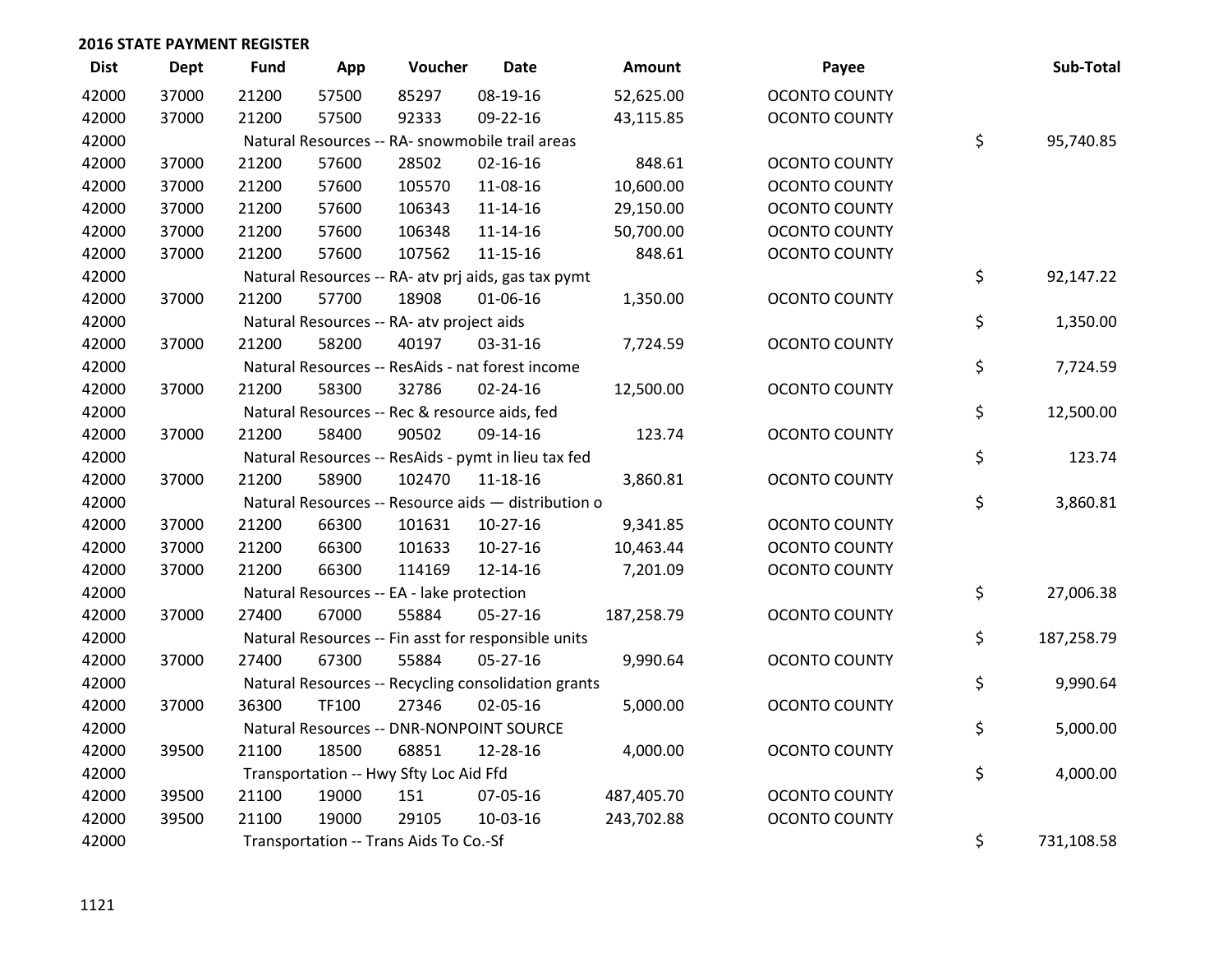## 2016 STATE PAYMENT REGISTER

| Dist | Dept | Fund | App | Voucher | Date | Amount | Payee | Sub-Total |
|---|---|---|---|---|---|---|---|---|
| 42000 | 37000 | 21200 | 57500 | 85297 | 08-19-16 | 52,625.00 | OCONTO COUNTY | |
| 42000 | 37000 | 21200 | 57500 | 92333 | 09-22-16 | 43,115.85 | OCONTO COUNTY | |
| 42000 | | Natural Resources -- RA- snowmobile trail areas | | | | | | $ 95,740.85 |
| 42000 | 37000 | 21200 | 57600 | 28502 | 02-16-16 | 848.61 | OCONTO COUNTY | |
| 42000 | 37000 | 21200 | 57600 | 105570 | 11-08-16 | 10,600.00 | OCONTO COUNTY | |
| 42000 | 37000 | 21200 | 57600 | 106343 | 11-14-16 | 29,150.00 | OCONTO COUNTY | |
| 42000 | 37000 | 21200 | 57600 | 106348 | 11-14-16 | 50,700.00 | OCONTO COUNTY | |
| 42000 | 37000 | 21200 | 57600 | 107562 | 11-15-16 | 848.61 | OCONTO COUNTY | |
| 42000 | | Natural Resources -- RA- atv prj aids, gas tax pymt | | | | | | $ 92,147.22 |
| 42000 | 37000 | 21200 | 57700 | 18908 | 01-06-16 | 1,350.00 | OCONTO COUNTY | |
| 42000 | | Natural Resources -- RA- atv project aids | | | | | | $ 1,350.00 |
| 42000 | 37000 | 21200 | 58200 | 40197 | 03-31-16 | 7,724.59 | OCONTO COUNTY | |
| 42000 | | Natural Resources -- ResAids - nat forest income | | | | | | $ 7,724.59 |
| 42000 | 37000 | 21200 | 58300 | 32786 | 02-24-16 | 12,500.00 | OCONTO COUNTY | |
| 42000 | | Natural Resources -- Rec & resource aids, fed | | | | | | $ 12,500.00 |
| 42000 | 37000 | 21200 | 58400 | 90502 | 09-14-16 | 123.74 | OCONTO COUNTY | |
| 42000 | | Natural Resources -- ResAids - pymt in lieu tax fed | | | | | | $ 123.74 |
| 42000 | 37000 | 21200 | 58900 | 102470 | 11-18-16 | 3,860.81 | OCONTO COUNTY | |
| 42000 | | Natural Resources -- Resource aids — distribution o | | | | | | $ 3,860.81 |
| 42000 | 37000 | 21200 | 66300 | 101631 | 10-27-16 | 9,341.85 | OCONTO COUNTY | |
| 42000 | 37000 | 21200 | 66300 | 101633 | 10-27-16 | 10,463.44 | OCONTO COUNTY | |
| 42000 | 37000 | 21200 | 66300 | 114169 | 12-14-16 | 7,201.09 | OCONTO COUNTY | |
| 42000 | | Natural Resources -- EA - lake protection | | | | | | $ 27,006.38 |
| 42000 | 37000 | 27400 | 67000 | 55884 | 05-27-16 | 187,258.79 | OCONTO COUNTY | |
| 42000 | | Natural Resources -- Fin asst for responsible units | | | | | | $ 187,258.79 |
| 42000 | 37000 | 27400 | 67300 | 55884 | 05-27-16 | 9,990.64 | OCONTO COUNTY | |
| 42000 | | Natural Resources -- Recycling consolidation grants | | | | | | $ 9,990.64 |
| 42000 | 37000 | 36300 | TF100 | 27346 | 02-05-16 | 5,000.00 | OCONTO COUNTY | |
| 42000 | | Natural Resources -- DNR-NONPOINT SOURCE | | | | | | $ 5,000.00 |
| 42000 | 39500 | 21100 | 18500 | 68851 | 12-28-16 | 4,000.00 | OCONTO COUNTY | |
| 42000 | | Transportation -- Hwy Sfty Loc Aid Ffd | | | | | | $ 4,000.00 |
| 42000 | 39500 | 21100 | 19000 | 151 | 07-05-16 | 487,405.70 | OCONTO COUNTY | |
| 42000 | 39500 | 21100 | 19000 | 29105 | 10-03-16 | 243,702.88 | OCONTO COUNTY | |
| 42000 | | Transportation -- Trans Aids To Co.-Sf | | | | | | $ 731,108.58 |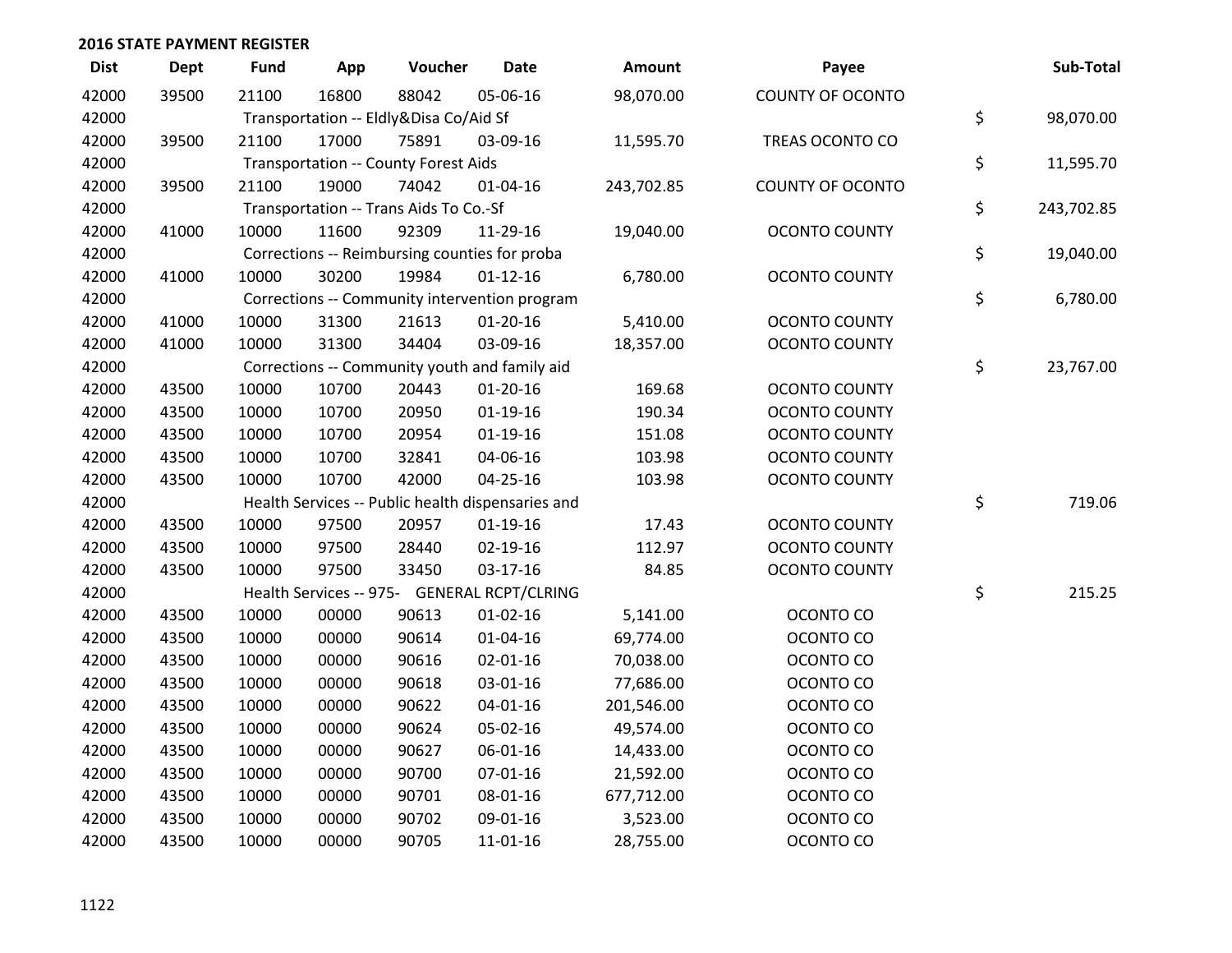**2016 STATE PAYMENT REGISTER**

| Dist | Dept | Fund | App | Voucher | Date | Amount | Payee | | Sub-Total |
|---|---|---|---|---|---|---|---|---|---|
| 42000 | 39500 | 21100 | 16800 | 88042 | 05-06-16 | 98,070.00 | COUNTY OF OCONTO | | |
| 42000 | | Transportation -- Eldly&Disa Co/Aid Sf | | | | | | $ | 98,070.00 |
| 42000 | 39500 | 21100 | 17000 | 75891 | 03-09-16 | 11,595.70 | TREAS OCONTO CO | | |
| 42000 | | Transportation -- County Forest Aids | | | | | | $ | 11,595.70 |
| 42000 | 39500 | 21100 | 19000 | 74042 | 01-04-16 | 243,702.85 | COUNTY OF OCONTO | | |
| 42000 | | Transportation -- Trans Aids To Co.-Sf | | | | | | $ | 243,702.85 |
| 42000 | 41000 | 10000 | 11600 | 92309 | 11-29-16 | 19,040.00 | OCONTO COUNTY | | |
| 42000 | | Corrections -- Reimbursing counties for proba | | | | | | $ | 19,040.00 |
| 42000 | 41000 | 10000 | 30200 | 19984 | 01-12-16 | 6,780.00 | OCONTO COUNTY | | |
| 42000 | | Corrections -- Community intervention program | | | | | | $ | 6,780.00 |
| 42000 | 41000 | 10000 | 31300 | 21613 | 01-20-16 | 5,410.00 | OCONTO COUNTY | | |
| 42000 | 41000 | 10000 | 31300 | 34404 | 03-09-16 | 18,357.00 | OCONTO COUNTY | | |
| 42000 | | Corrections -- Community youth and family aid | | | | | | $ | 23,767.00 |
| 42000 | 43500 | 10000 | 10700 | 20443 | 01-20-16 | 169.68 | OCONTO COUNTY | | |
| 42000 | 43500 | 10000 | 10700 | 20950 | 01-19-16 | 190.34 | OCONTO COUNTY | | |
| 42000 | 43500 | 10000 | 10700 | 20954 | 01-19-16 | 151.08 | OCONTO COUNTY | | |
| 42000 | 43500 | 10000 | 10700 | 32841 | 04-06-16 | 103.98 | OCONTO COUNTY | | |
| 42000 | 43500 | 10000 | 10700 | 42000 | 04-25-16 | 103.98 | OCONTO COUNTY | | |
| 42000 | | Health Services -- Public health dispensaries and | | | | | | $ | 719.06 |
| 42000 | 43500 | 10000 | 97500 | 20957 | 01-19-16 | 17.43 | OCONTO COUNTY | | |
| 42000 | 43500 | 10000 | 97500 | 28440 | 02-19-16 | 112.97 | OCONTO COUNTY | | |
| 42000 | 43500 | 10000 | 97500 | 33450 | 03-17-16 | 84.85 | OCONTO COUNTY | | |
| 42000 | | Health Services -- 975- GENERAL RCPT/CLRING | | | | | | $ | 215.25 |
| 42000 | 43500 | 10000 | 00000 | 90613 | 01-02-16 | 5,141.00 | OCONTO CO | | |
| 42000 | 43500 | 10000 | 00000 | 90614 | 01-04-16 | 69,774.00 | OCONTO CO | | |
| 42000 | 43500 | 10000 | 00000 | 90616 | 02-01-16 | 70,038.00 | OCONTO CO | | |
| 42000 | 43500 | 10000 | 00000 | 90618 | 03-01-16 | 77,686.00 | OCONTO CO | | |
| 42000 | 43500 | 10000 | 00000 | 90622 | 04-01-16 | 201,546.00 | OCONTO CO | | |
| 42000 | 43500 | 10000 | 00000 | 90624 | 05-02-16 | 49,574.00 | OCONTO CO | | |
| 42000 | 43500 | 10000 | 00000 | 90627 | 06-01-16 | 14,433.00 | OCONTO CO | | |
| 42000 | 43500 | 10000 | 00000 | 90700 | 07-01-16 | 21,592.00 | OCONTO CO | | |
| 42000 | 43500 | 10000 | 00000 | 90701 | 08-01-16 | 677,712.00 | OCONTO CO | | |
| 42000 | 43500 | 10000 | 00000 | 90702 | 09-01-16 | 3,523.00 | OCONTO CO | | |
| 42000 | 43500 | 10000 | 00000 | 90705 | 11-01-16 | 28,755.00 | OCONTO CO | | |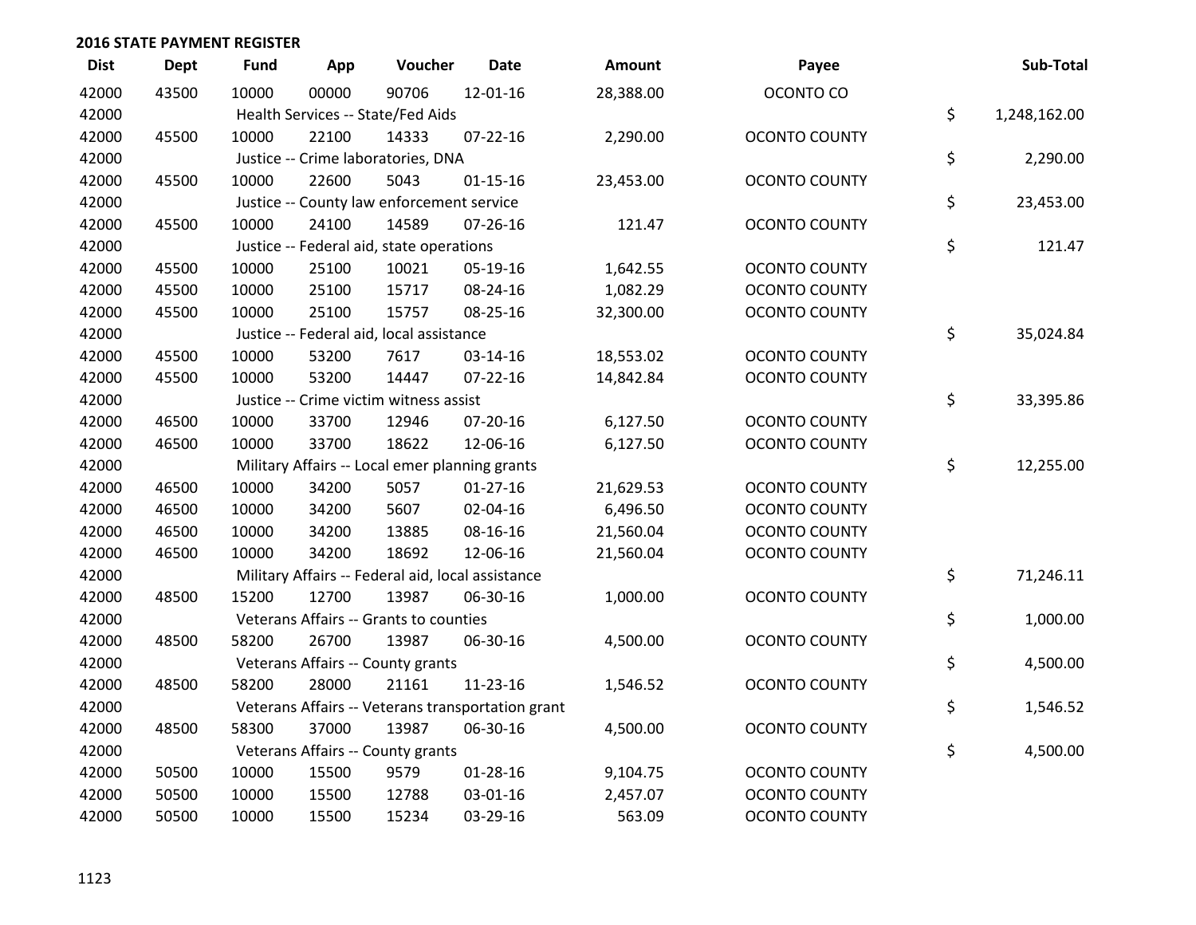## 2016 STATE PAYMENT REGISTER

| Dist | Dept | Fund | App | Voucher | Date | Amount | Payee | Sub-Total |
|---|---|---|---|---|---|---|---|---|
| 42000 | 43500 | 10000 | 00000 | 90706 | 12-01-16 | 28,388.00 | OCONTO CO | |
| 42000 | | Health Services -- State/Fed Aids | | | | | | $ 1,248,162.00 |
| 42000 | 45500 | 10000 | 22100 | 14333 | 07-22-16 | 2,290.00 | OCONTO COUNTY | |
| 42000 | | Justice -- Crime laboratories, DNA | | | | | | $ 2,290.00 |
| 42000 | 45500 | 10000 | 22600 | 5043 | 01-15-16 | 23,453.00 | OCONTO COUNTY | |
| 42000 | | Justice -- County law enforcement service | | | | | | $ 23,453.00 |
| 42000 | 45500 | 10000 | 24100 | 14589 | 07-26-16 | 121.47 | OCONTO COUNTY | |
| 42000 | | Justice -- Federal aid, state operations | | | | | | $ 121.47 |
| 42000 | 45500 | 10000 | 25100 | 10021 | 05-19-16 | 1,642.55 | OCONTO COUNTY | |
| 42000 | 45500 | 10000 | 25100 | 15717 | 08-24-16 | 1,082.29 | OCONTO COUNTY | |
| 42000 | 45500 | 10000 | 25100 | 15757 | 08-25-16 | 32,300.00 | OCONTO COUNTY | |
| 42000 | | Justice -- Federal aid, local assistance | | | | | | $ 35,024.84 |
| 42000 | 45500 | 10000 | 53200 | 7617 | 03-14-16 | 18,553.02 | OCONTO COUNTY | |
| 42000 | 45500 | 10000 | 53200 | 14447 | 07-22-16 | 14,842.84 | OCONTO COUNTY | |
| 42000 | | Justice -- Crime victim witness assist | | | | | | $ 33,395.86 |
| 42000 | 46500 | 10000 | 33700 | 12946 | 07-20-16 | 6,127.50 | OCONTO COUNTY | |
| 42000 | 46500 | 10000 | 33700 | 18622 | 12-06-16 | 6,127.50 | OCONTO COUNTY | |
| 42000 | | Military Affairs -- Local emer planning grants | | | | | | $ 12,255.00 |
| 42000 | 46500 | 10000 | 34200 | 5057 | 01-27-16 | 21,629.53 | OCONTO COUNTY | |
| 42000 | 46500 | 10000 | 34200 | 5607 | 02-04-16 | 6,496.50 | OCONTO COUNTY | |
| 42000 | 46500 | 10000 | 34200 | 13885 | 08-16-16 | 21,560.04 | OCONTO COUNTY | |
| 42000 | 46500 | 10000 | 34200 | 18692 | 12-06-16 | 21,560.04 | OCONTO COUNTY | |
| 42000 | | Military Affairs -- Federal aid, local assistance | | | | | | $ 71,246.11 |
| 42000 | 48500 | 15200 | 12700 | 13987 | 06-30-16 | 1,000.00 | OCONTO COUNTY | |
| 42000 | | Veterans Affairs -- Grants to counties | | | | | | $ 1,000.00 |
| 42000 | 48500 | 58200 | 26700 | 13987 | 06-30-16 | 4,500.00 | OCONTO COUNTY | |
| 42000 | | Veterans Affairs -- County grants | | | | | | $ 4,500.00 |
| 42000 | 48500 | 58200 | 28000 | 21161 | 11-23-16 | 1,546.52 | OCONTO COUNTY | |
| 42000 | | Veterans Affairs -- Veterans transportation grant | | | | | | $ 1,546.52 |
| 42000 | 48500 | 58300 | 37000 | 13987 | 06-30-16 | 4,500.00 | OCONTO COUNTY | |
| 42000 | | Veterans Affairs -- County grants | | | | | | $ 4,500.00 |
| 42000 | 50500 | 10000 | 15500 | 9579 | 01-28-16 | 9,104.75 | OCONTO COUNTY | |
| 42000 | 50500 | 10000 | 15500 | 12788 | 03-01-16 | 2,457.07 | OCONTO COUNTY | |
| 42000 | 50500 | 10000 | 15500 | 15234 | 03-29-16 | 563.09 | OCONTO COUNTY | |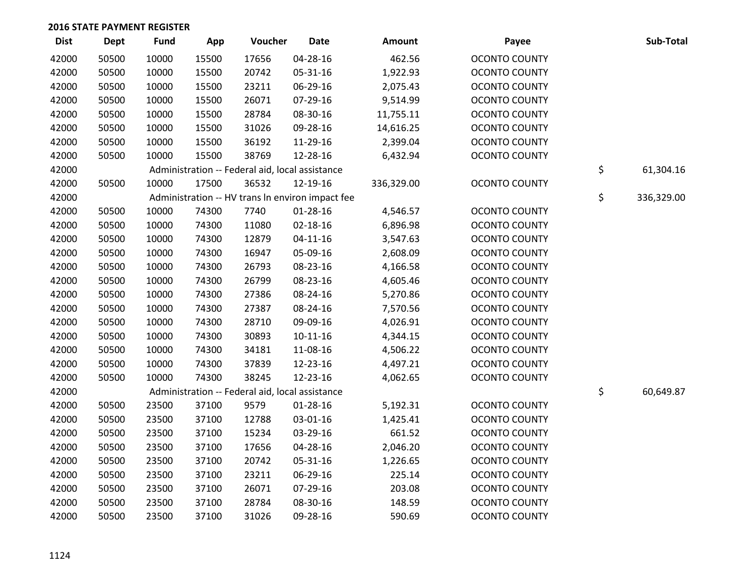**2016 STATE PAYMENT REGISTER**

| Dist | Dept | Fund | App | Voucher | Date | Amount | Payee | | Sub-Total |
|---|---|---|---|---|---|---|---|---|---|
| 42000 | 50500 | 10000 | 15500 | 17656 | 04-28-16 | 462.56 | OCONTO COUNTY | | |
| 42000 | 50500 | 10000 | 15500 | 20742 | 05-31-16 | 1,922.93 | OCONTO COUNTY | | |
| 42000 | 50500 | 10000 | 15500 | 23211 | 06-29-16 | 2,075.43 | OCONTO COUNTY | | |
| 42000 | 50500 | 10000 | 15500 | 26071 | 07-29-16 | 9,514.99 | OCONTO COUNTY | | |
| 42000 | 50500 | 10000 | 15500 | 28784 | 08-30-16 | 11,755.11 | OCONTO COUNTY | | |
| 42000 | 50500 | 10000 | 15500 | 31026 | 09-28-16 | 14,616.25 | OCONTO COUNTY | | |
| 42000 | 50500 | 10000 | 15500 | 36192 | 11-29-16 | 2,399.04 | OCONTO COUNTY | | |
| 42000 | 50500 | 10000 | 15500 | 38769 | 12-28-16 | 6,432.94 | OCONTO COUNTY | | |
| 42000 | | Administration -- Federal aid, local assistance | | | | | | $ | 61,304.16 |
| 42000 | 50500 | 10000 | 17500 | 36532 | 12-19-16 | 336,329.00 | OCONTO COUNTY | | |
| 42000 | | Administration -- HV trans ln environ impact fee | | | | | | $ | 336,329.00 |
| 42000 | 50500 | 10000 | 74300 | 7740 | 01-28-16 | 4,546.57 | OCONTO COUNTY | | |
| 42000 | 50500 | 10000 | 74300 | 11080 | 02-18-16 | 6,896.98 | OCONTO COUNTY | | |
| 42000 | 50500 | 10000 | 74300 | 12879 | 04-11-16 | 3,547.63 | OCONTO COUNTY | | |
| 42000 | 50500 | 10000 | 74300 | 16947 | 05-09-16 | 2,608.09 | OCONTO COUNTY | | |
| 42000 | 50500 | 10000 | 74300 | 26793 | 08-23-16 | 4,166.58 | OCONTO COUNTY | | |
| 42000 | 50500 | 10000 | 74300 | 26799 | 08-23-16 | 4,605.46 | OCONTO COUNTY | | |
| 42000 | 50500 | 10000 | 74300 | 27386 | 08-24-16 | 5,270.86 | OCONTO COUNTY | | |
| 42000 | 50500 | 10000 | 74300 | 27387 | 08-24-16 | 7,570.56 | OCONTO COUNTY | | |
| 42000 | 50500 | 10000 | 74300 | 28710 | 09-09-16 | 4,026.91 | OCONTO COUNTY | | |
| 42000 | 50500 | 10000 | 74300 | 30893 | 10-11-16 | 4,344.15 | OCONTO COUNTY | | |
| 42000 | 50500 | 10000 | 74300 | 34181 | 11-08-16 | 4,506.22 | OCONTO COUNTY | | |
| 42000 | 50500 | 10000 | 74300 | 37839 | 12-23-16 | 4,497.21 | OCONTO COUNTY | | |
| 42000 | 50500 | 10000 | 74300 | 38245 | 12-23-16 | 4,062.65 | OCONTO COUNTY | | |
| 42000 | | Administration -- Federal aid, local assistance | | | | | | $ | 60,649.87 |
| 42000 | 50500 | 23500 | 37100 | 9579 | 01-28-16 | 5,192.31 | OCONTO COUNTY | | |
| 42000 | 50500 | 23500 | 37100 | 12788 | 03-01-16 | 1,425.41 | OCONTO COUNTY | | |
| 42000 | 50500 | 23500 | 37100 | 15234 | 03-29-16 | 661.52 | OCONTO COUNTY | | |
| 42000 | 50500 | 23500 | 37100 | 17656 | 04-28-16 | 2,046.20 | OCONTO COUNTY | | |
| 42000 | 50500 | 23500 | 37100 | 20742 | 05-31-16 | 1,226.65 | OCONTO COUNTY | | |
| 42000 | 50500 | 23500 | 37100 | 23211 | 06-29-16 | 225.14 | OCONTO COUNTY | | |
| 42000 | 50500 | 23500 | 37100 | 26071 | 07-29-16 | 203.08 | OCONTO COUNTY | | |
| 42000 | 50500 | 23500 | 37100 | 28784 | 08-30-16 | 148.59 | OCONTO COUNTY | | |
| 42000 | 50500 | 23500 | 37100 | 31026 | 09-28-16 | 590.69 | OCONTO COUNTY | | |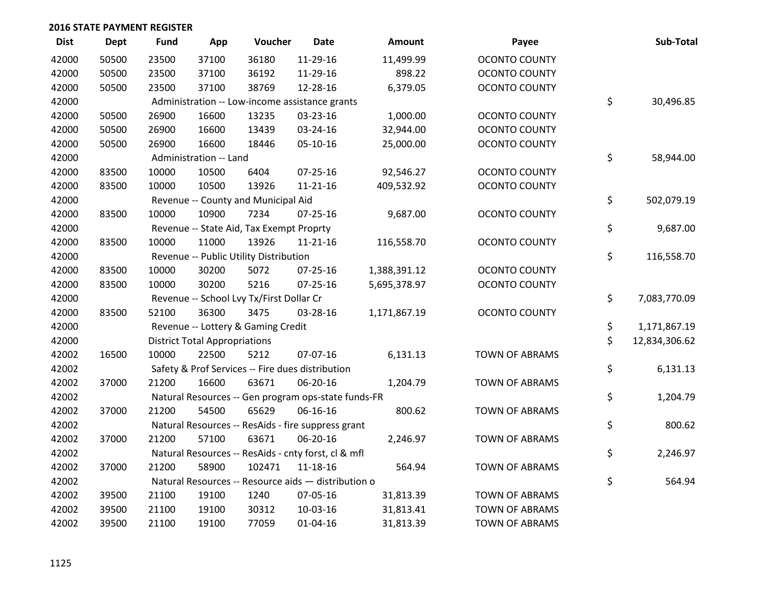## 2016 STATE PAYMENT REGISTER

| Dist | Dept | Fund | App | Voucher | Date | Amount | Payee | Sub-Total |
|---|---|---|---|---|---|---|---|---|
| 42000 | 50500 | 23500 | 37100 | 36180 | 11-29-16 | 11,499.99 | OCONTO COUNTY | |
| 42000 | 50500 | 23500 | 37100 | 36192 | 11-29-16 | 898.22 | OCONTO COUNTY | |
| 42000 | 50500 | 23500 | 37100 | 38769 | 12-28-16 | 6,379.05 | OCONTO COUNTY | |
| 42000 | | Administration -- Low-income assistance grants | | | | | | $ 30,496.85 |
| 42000 | 50500 | 26900 | 16600 | 13235 | 03-23-16 | 1,000.00 | OCONTO COUNTY | |
| 42000 | 50500 | 26900 | 16600 | 13439 | 03-24-16 | 32,944.00 | OCONTO COUNTY | |
| 42000 | 50500 | 26900 | 16600 | 18446 | 05-10-16 | 25,000.00 | OCONTO COUNTY | |
| 42000 | | Administration -- Land | | | | | | $ 58,944.00 |
| 42000 | 83500 | 10000 | 10500 | 6404 | 07-25-16 | 92,546.27 | OCONTO COUNTY | |
| 42000 | 83500 | 10000 | 10500 | 13926 | 11-21-16 | 409,532.92 | OCONTO COUNTY | |
| 42000 | | Revenue -- County and Municipal Aid | | | | | | $ 502,079.19 |
| 42000 | 83500 | 10000 | 10900 | 7234 | 07-25-16 | 9,687.00 | OCONTO COUNTY | |
| 42000 | | Revenue -- State Aid, Tax Exempt Proprty | | | | | | $ 9,687.00 |
| 42000 | 83500 | 10000 | 11000 | 13926 | 11-21-16 | 116,558.70 | OCONTO COUNTY | |
| 42000 | | Revenue -- Public Utility Distribution | | | | | | $ 116,558.70 |
| 42000 | 83500 | 10000 | 30200 | 5072 | 07-25-16 | 1,388,391.12 | OCONTO COUNTY | |
| 42000 | 83500 | 10000 | 30200 | 5216 | 07-25-16 | 5,695,378.97 | OCONTO COUNTY | |
| 42000 | | Revenue -- School Lvy Tx/First Dollar Cr | | | | | | $ 7,083,770.09 |
| 42000 | 83500 | 52100 | 36300 | 3475 | 03-28-16 | 1,171,867.19 | OCONTO COUNTY | |
| 42000 | | Revenue -- Lottery & Gaming Credit | | | | | | $ 1,171,867.19 |
| 42000 | | District Total Appropriations | | | | | | $ 12,834,306.62 |
| 42002 | 16500 | 10000 | 22500 | 5212 | 07-07-16 | 6,131.13 | TOWN OF ABRAMS | |
| 42002 | | Safety & Prof Services -- Fire dues distribution | | | | | | $ 6,131.13 |
| 42002 | 37000 | 21200 | 16600 | 63671 | 06-20-16 | 1,204.79 | TOWN OF ABRAMS | |
| 42002 | | Natural Resources -- Gen program ops-state funds-FR | | | | | | $ 1,204.79 |
| 42002 | 37000 | 21200 | 54500 | 65629 | 06-16-16 | 800.62 | TOWN OF ABRAMS | |
| 42002 | | Natural Resources -- ResAids - fire suppress grant | | | | | | $ 800.62 |
| 42002 | 37000 | 21200 | 57100 | 63671 | 06-20-16 | 2,246.97 | TOWN OF ABRAMS | |
| 42002 | | Natural Resources -- ResAids - cnty forst, cl & mfl | | | | | | $ 2,246.97 |
| 42002 | 37000 | 21200 | 58900 | 102471 | 11-18-16 | 564.94 | TOWN OF ABRAMS | |
| 42002 | | Natural Resources -- Resource aids — distribution o | | | | | | $ 564.94 |
| 42002 | 39500 | 21100 | 19100 | 1240 | 07-05-16 | 31,813.39 | TOWN OF ABRAMS | |
| 42002 | 39500 | 21100 | 19100 | 30312 | 10-03-16 | 31,813.41 | TOWN OF ABRAMS | |
| 42002 | 39500 | 21100 | 19100 | 77059 | 01-04-16 | 31,813.39 | TOWN OF ABRAMS | |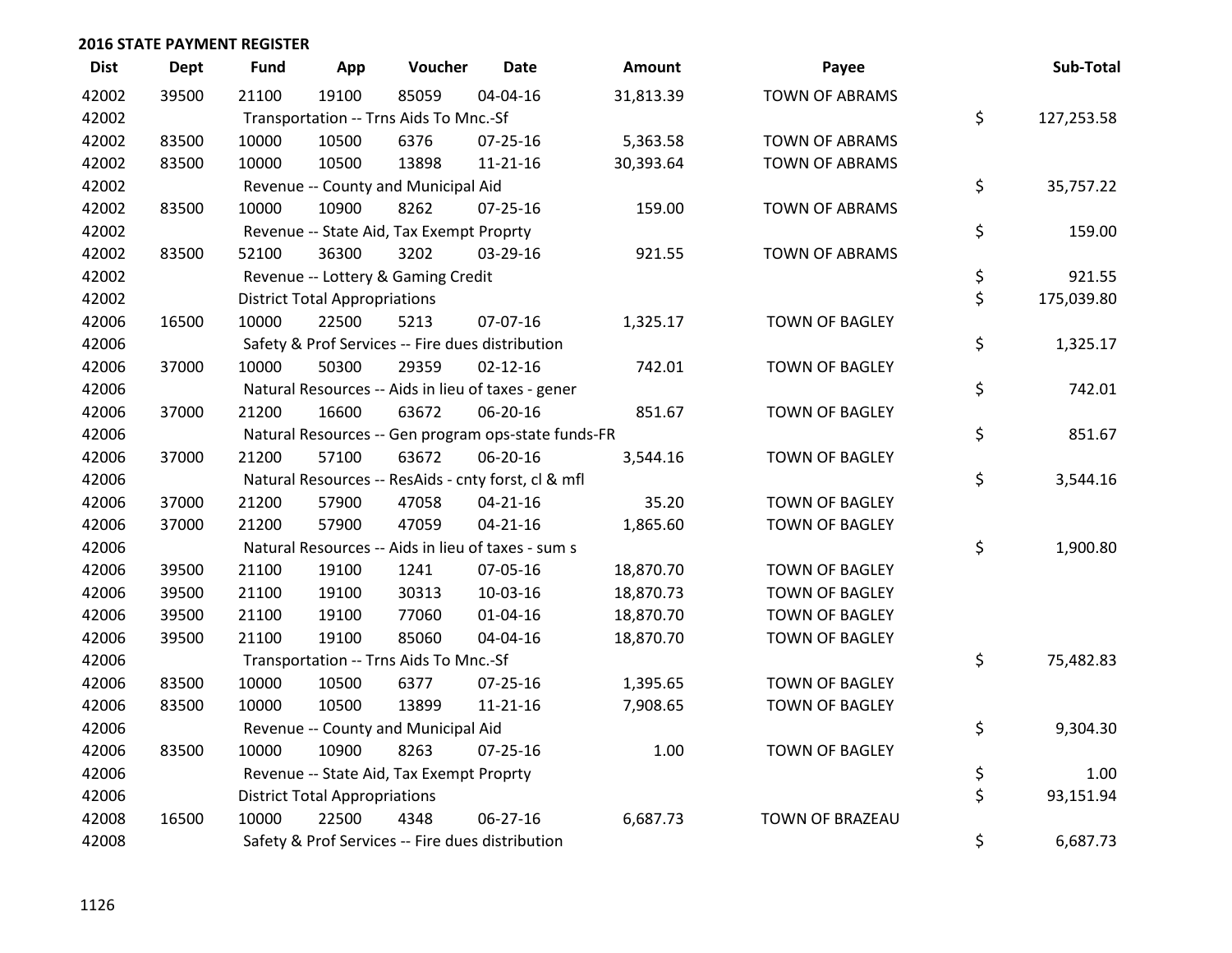## 2016 STATE PAYMENT REGISTER

| Dist | Dept | Fund | App | Voucher | Date | Amount | Payee | Sub-Total |
|---|---|---|---|---|---|---|---|---|
| 42002 | 39500 | 21100 | 19100 | 85059 | 04-04-16 | 31,813.39 | TOWN OF ABRAMS | |
| 42002 | | Transportation -- Trns Aids To Mnc.-Sf | | | | | | $ 127,253.58 |
| 42002 | 83500 | 10000 | 10500 | 6376 | 07-25-16 | 5,363.58 | TOWN OF ABRAMS | |
| 42002 | 83500 | 10000 | 10500 | 13898 | 11-21-16 | 30,393.64 | TOWN OF ABRAMS | |
| 42002 | | Revenue -- County and Municipal Aid | | | | | | $ 35,757.22 |
| 42002 | 83500 | 10000 | 10900 | 8262 | 07-25-16 | 159.00 | TOWN OF ABRAMS | |
| 42002 | | Revenue -- State Aid, Tax Exempt Proprty | | | | | | $ 159.00 |
| 42002 | 83500 | 52100 | 36300 | 3202 | 03-29-16 | 921.55 | TOWN OF ABRAMS | |
| 42002 | | Revenue -- Lottery & Gaming Credit | | | | | | $ 921.55 |
| 42002 | | District Total Appropriations | | | | | | $ 175,039.80 |
| 42006 | 16500 | 10000 | 22500 | 5213 | 07-07-16 | 1,325.17 | TOWN OF BAGLEY | |
| 42006 | | Safety & Prof Services -- Fire dues distribution | | | | | | $ 1,325.17 |
| 42006 | 37000 | 10000 | 50300 | 29359 | 02-12-16 | 742.01 | TOWN OF BAGLEY | |
| 42006 | | Natural Resources -- Aids in lieu of taxes - gener | | | | | | $ 742.01 |
| 42006 | 37000 | 21200 | 16600 | 63672 | 06-20-16 | 851.67 | TOWN OF BAGLEY | |
| 42006 | | Natural Resources -- Gen program ops-state funds-FR | | | | | | $ 851.67 |
| 42006 | 37000 | 21200 | 57100 | 63672 | 06-20-16 | 3,544.16 | TOWN OF BAGLEY | |
| 42006 | | Natural Resources -- ResAids - cnty forst, cl & mfl | | | | | | $ 3,544.16 |
| 42006 | 37000 | 21200 | 57900 | 47058 | 04-21-16 | 35.20 | TOWN OF BAGLEY | |
| 42006 | 37000 | 21200 | 57900 | 47059 | 04-21-16 | 1,865.60 | TOWN OF BAGLEY | |
| 42006 | | Natural Resources -- Aids in lieu of taxes - sum s | | | | | | $ 1,900.80 |
| 42006 | 39500 | 21100 | 19100 | 1241 | 07-05-16 | 18,870.70 | TOWN OF BAGLEY | |
| 42006 | 39500 | 21100 | 19100 | 30313 | 10-03-16 | 18,870.73 | TOWN OF BAGLEY | |
| 42006 | 39500 | 21100 | 19100 | 77060 | 01-04-16 | 18,870.70 | TOWN OF BAGLEY | |
| 42006 | 39500 | 21100 | 19100 | 85060 | 04-04-16 | 18,870.70 | TOWN OF BAGLEY | |
| 42006 | | Transportation -- Trns Aids To Mnc.-Sf | | | | | | $ 75,482.83 |
| 42006 | 83500 | 10000 | 10500 | 6377 | 07-25-16 | 1,395.65 | TOWN OF BAGLEY | |
| 42006 | 83500 | 10000 | 10500 | 13899 | 11-21-16 | 7,908.65 | TOWN OF BAGLEY | |
| 42006 | | Revenue -- County and Municipal Aid | | | | | | $ 9,304.30 |
| 42006 | 83500 | 10000 | 10900 | 8263 | 07-25-16 | 1.00 | TOWN OF BAGLEY | |
| 42006 | | Revenue -- State Aid, Tax Exempt Proprty | | | | | | $ 1.00 |
| 42006 | | District Total Appropriations | | | | | | $ 93,151.94 |
| 42008 | 16500 | 10000 | 22500 | 4348 | 06-27-16 | 6,687.73 | TOWN OF BRAZEAU | |
| 42008 | | Safety & Prof Services -- Fire dues distribution | | | | | | $ 6,687.73 |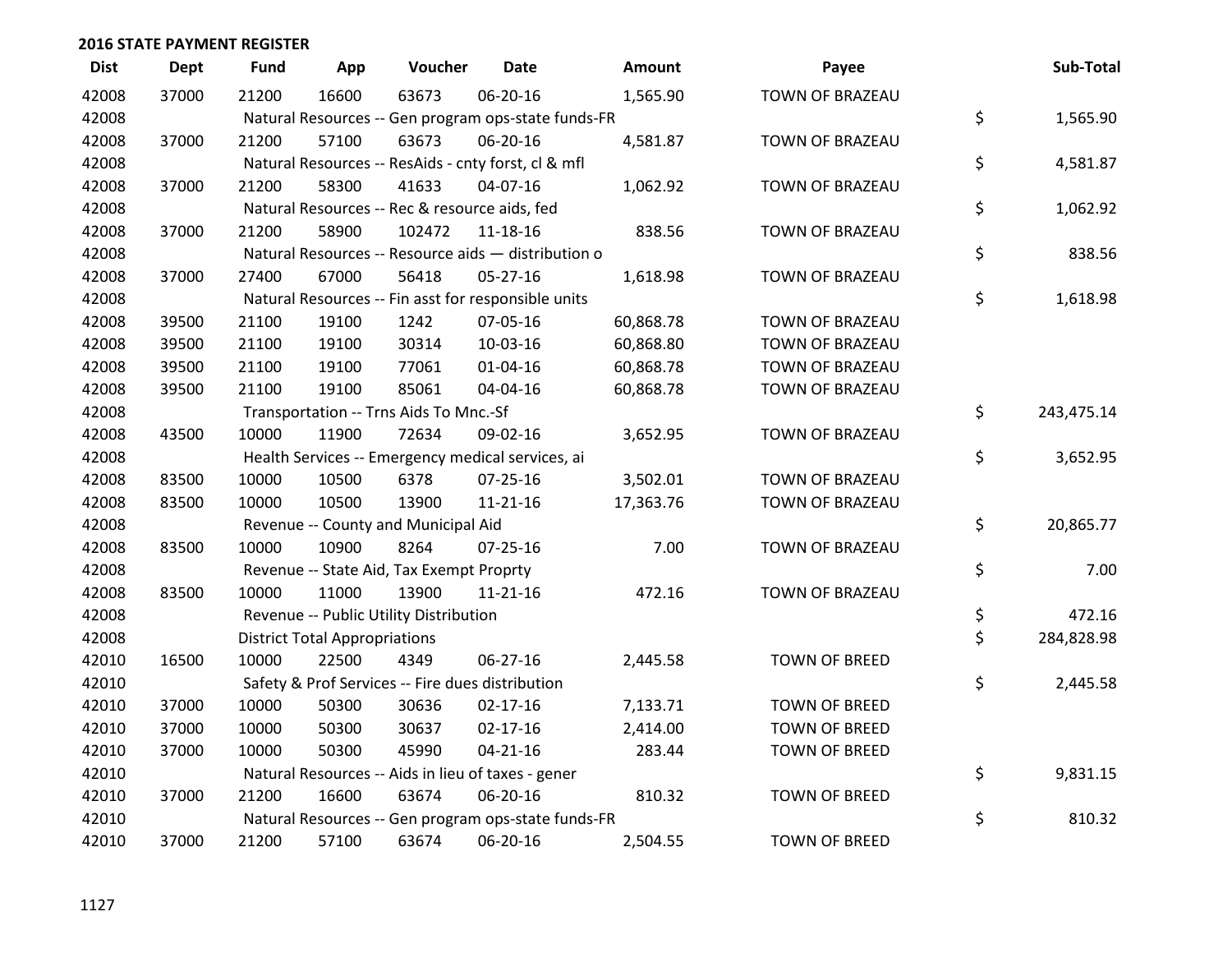## 2016 STATE PAYMENT REGISTER

| Dist | Dept | Fund | App | Voucher | Date | Amount | Payee | | Sub-Total |
|---|---|---|---|---|---|---|---|---|---|
| 42008 | 37000 | 21200 | 16600 | 63673 | 06-20-16 | 1,565.90 | TOWN OF BRAZEAU | | |
| 42008 | | Natural Resources -- Gen program ops-state funds-FR | | | | | | $ | 1,565.90 |
| 42008 | 37000 | 21200 | 57100 | 63673 | 06-20-16 | 4,581.87 | TOWN OF BRAZEAU | | |
| 42008 | | Natural Resources -- ResAids - cnty forst, cl & mfl | | | | | | $ | 4,581.87 |
| 42008 | 37000 | 21200 | 58300 | 41633 | 04-07-16 | 1,062.92 | TOWN OF BRAZEAU | | |
| 42008 | | Natural Resources -- Rec & resource aids, fed | | | | | | $ | 1,062.92 |
| 42008 | 37000 | 21200 | 58900 | 102472 | 11-18-16 | 838.56 | TOWN OF BRAZEAU | | |
| 42008 | | Natural Resources -- Resource aids — distribution o | | | | | | $ | 838.56 |
| 42008 | 37000 | 27400 | 67000 | 56418 | 05-27-16 | 1,618.98 | TOWN OF BRAZEAU | | |
| 42008 | | Natural Resources -- Fin asst for responsible units | | | | | | $ | 1,618.98 |
| 42008 | 39500 | 21100 | 19100 | 1242 | 07-05-16 | 60,868.78 | TOWN OF BRAZEAU | | |
| 42008 | 39500 | 21100 | 19100 | 30314 | 10-03-16 | 60,868.80 | TOWN OF BRAZEAU | | |
| 42008 | 39500 | 21100 | 19100 | 77061 | 01-04-16 | 60,868.78 | TOWN OF BRAZEAU | | |
| 42008 | 39500 | 21100 | 19100 | 85061 | 04-04-16 | 60,868.78 | TOWN OF BRAZEAU | | |
| 42008 | | Transportation -- Trns Aids To Mnc.-Sf | | | | | | $ | 243,475.14 |
| 42008 | 43500 | 10000 | 11900 | 72634 | 09-02-16 | 3,652.95 | TOWN OF BRAZEAU | | |
| 42008 | | Health Services -- Emergency medical services, ai | | | | | | $ | 3,652.95 |
| 42008 | 83500 | 10000 | 10500 | 6378 | 07-25-16 | 3,502.01 | TOWN OF BRAZEAU | | |
| 42008 | 83500 | 10000 | 10500 | 13900 | 11-21-16 | 17,363.76 | TOWN OF BRAZEAU | | |
| 42008 | | Revenue -- County and Municipal Aid | | | | | | $ | 20,865.77 |
| 42008 | 83500 | 10000 | 10900 | 8264 | 07-25-16 | 7.00 | TOWN OF BRAZEAU | | |
| 42008 | | Revenue -- State Aid, Tax Exempt Proprty | | | | | | $ | 7.00 |
| 42008 | 83500 | 10000 | 11000 | 13900 | 11-21-16 | 472.16 | TOWN OF BRAZEAU | | |
| 42008 | | Revenue -- Public Utility Distribution | | | | | | $ | 472.16 |
| 42008 | | District Total Appropriations | | | | | | $ | 284,828.98 |
| 42010 | 16500 | 10000 | 22500 | 4349 | 06-27-16 | 2,445.58 | TOWN OF BREED | | |
| 42010 | | Safety & Prof Services -- Fire dues distribution | | | | | | $ | 2,445.58 |
| 42010 | 37000 | 10000 | 50300 | 30636 | 02-17-16 | 7,133.71 | TOWN OF BREED | | |
| 42010 | 37000 | 10000 | 50300 | 30637 | 02-17-16 | 2,414.00 | TOWN OF BREED | | |
| 42010 | 37000 | 10000 | 50300 | 45990 | 04-21-16 | 283.44 | TOWN OF BREED | | |
| 42010 | | Natural Resources -- Aids in lieu of taxes - gener | | | | | | $ | 9,831.15 |
| 42010 | 37000 | 21200 | 16600 | 63674 | 06-20-16 | 810.32 | TOWN OF BREED | | |
| 42010 | | Natural Resources -- Gen program ops-state funds-FR | | | | | | $ | 810.32 |
| 42010 | 37000 | 21200 | 57100 | 63674 | 06-20-16 | 2,504.55 | TOWN OF BREED | | |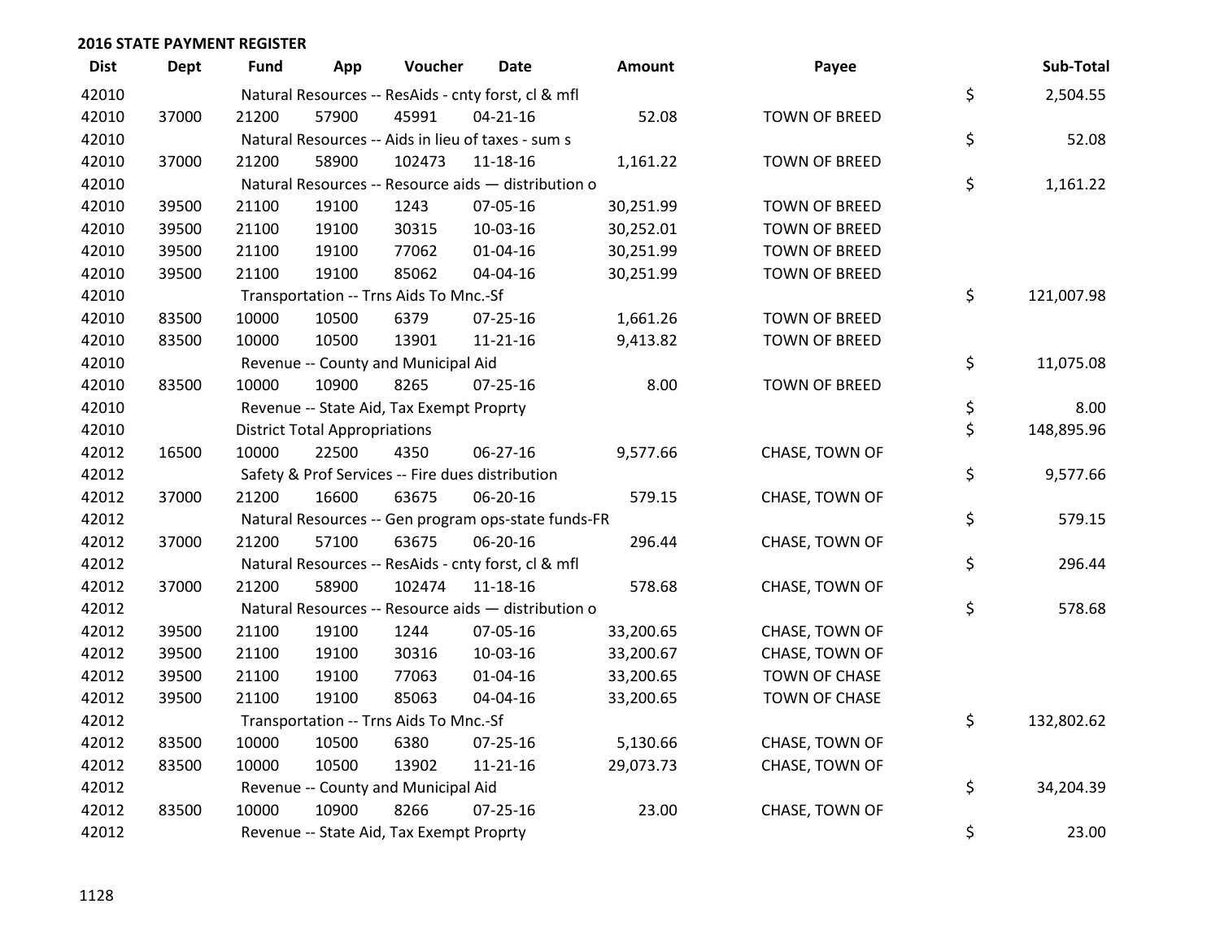**2016 STATE PAYMENT REGISTER**

| Dist | Dept | Fund | App | Voucher | Date | Amount | Payee | | Sub-Total |
|---|---|---|---|---|---|---|---|---|---|
| 42010 | | Natural Resources -- ResAids - cnty forst, cl & mfl | | | | | | $ | 2,504.55 |
| 42010 | 37000 | 21200 | 57900 | 45991 | 04-21-16 | 52.08 | TOWN OF BREED | | |
| 42010 | | Natural Resources -- Aids in lieu of taxes - sum s | | | | | | $ | 52.08 |
| 42010 | 37000 | 21200 | 58900 | 102473 | 11-18-16 | 1,161.22 | TOWN OF BREED | | |
| 42010 | | Natural Resources -- Resource aids — distribution o | | | | | | $ | 1,161.22 |
| 42010 | 39500 | 21100 | 19100 | 1243 | 07-05-16 | 30,251.99 | TOWN OF BREED | | |
| 42010 | 39500 | 21100 | 19100 | 30315 | 10-03-16 | 30,252.01 | TOWN OF BREED | | |
| 42010 | 39500 | 21100 | 19100 | 77062 | 01-04-16 | 30,251.99 | TOWN OF BREED | | |
| 42010 | 39500 | 21100 | 19100 | 85062 | 04-04-16 | 30,251.99 | TOWN OF BREED | | |
| 42010 | | Transportation -- Trns Aids To Mnc.-Sf | | | | | | $ | 121,007.98 |
| 42010 | 83500 | 10000 | 10500 | 6379 | 07-25-16 | 1,661.26 | TOWN OF BREED | | |
| 42010 | 83500 | 10000 | 10500 | 13901 | 11-21-16 | 9,413.82 | TOWN OF BREED | | |
| 42010 | | Revenue -- County and Municipal Aid | | | | | | $ | 11,075.08 |
| 42010 | 83500 | 10000 | 10900 | 8265 | 07-25-16 | 8.00 | TOWN OF BREED | | |
| 42010 | | Revenue -- State Aid, Tax Exempt Proprty | | | | | | $ | 8.00 |
| 42010 | | District Total Appropriations | | | | | | $ | 148,895.96 |
| 42012 | 16500 | 10000 | 22500 | 4350 | 06-27-16 | 9,577.66 | CHASE, TOWN OF | | |
| 42012 | | Safety & Prof Services -- Fire dues distribution | | | | | | $ | 9,577.66 |
| 42012 | 37000 | 21200 | 16600 | 63675 | 06-20-16 | 579.15 | CHASE, TOWN OF | | |
| 42012 | | Natural Resources -- Gen program ops-state funds-FR | | | | | | $ | 579.15 |
| 42012 | 37000 | 21200 | 57100 | 63675 | 06-20-16 | 296.44 | CHASE, TOWN OF | | |
| 42012 | | Natural Resources -- ResAids - cnty forst, cl & mfl | | | | | | $ | 296.44 |
| 42012 | 37000 | 21200 | 58900 | 102474 | 11-18-16 | 578.68 | CHASE, TOWN OF | | |
| 42012 | | Natural Resources -- Resource aids — distribution o | | | | | | $ | 578.68 |
| 42012 | 39500 | 21100 | 19100 | 1244 | 07-05-16 | 33,200.65 | CHASE, TOWN OF | | |
| 42012 | 39500 | 21100 | 19100 | 30316 | 10-03-16 | 33,200.67 | CHASE, TOWN OF | | |
| 42012 | 39500 | 21100 | 19100 | 77063 | 01-04-16 | 33,200.65 | TOWN OF CHASE | | |
| 42012 | 39500 | 21100 | 19100 | 85063 | 04-04-16 | 33,200.65 | TOWN OF CHASE | | |
| 42012 | | Transportation -- Trns Aids To Mnc.-Sf | | | | | | $ | 132,802.62 |
| 42012 | 83500 | 10000 | 10500 | 6380 | 07-25-16 | 5,130.66 | CHASE, TOWN OF | | |
| 42012 | 83500 | 10000 | 10500 | 13902 | 11-21-16 | 29,073.73 | CHASE, TOWN OF | | |
| 42012 | | Revenue -- County and Municipal Aid | | | | | | $ | 34,204.39 |
| 42012 | 83500 | 10000 | 10900 | 8266 | 07-25-16 | 23.00 | CHASE, TOWN OF | | |
| 42012 | | Revenue -- State Aid, Tax Exempt Proprty | | | | | | $ | 23.00 |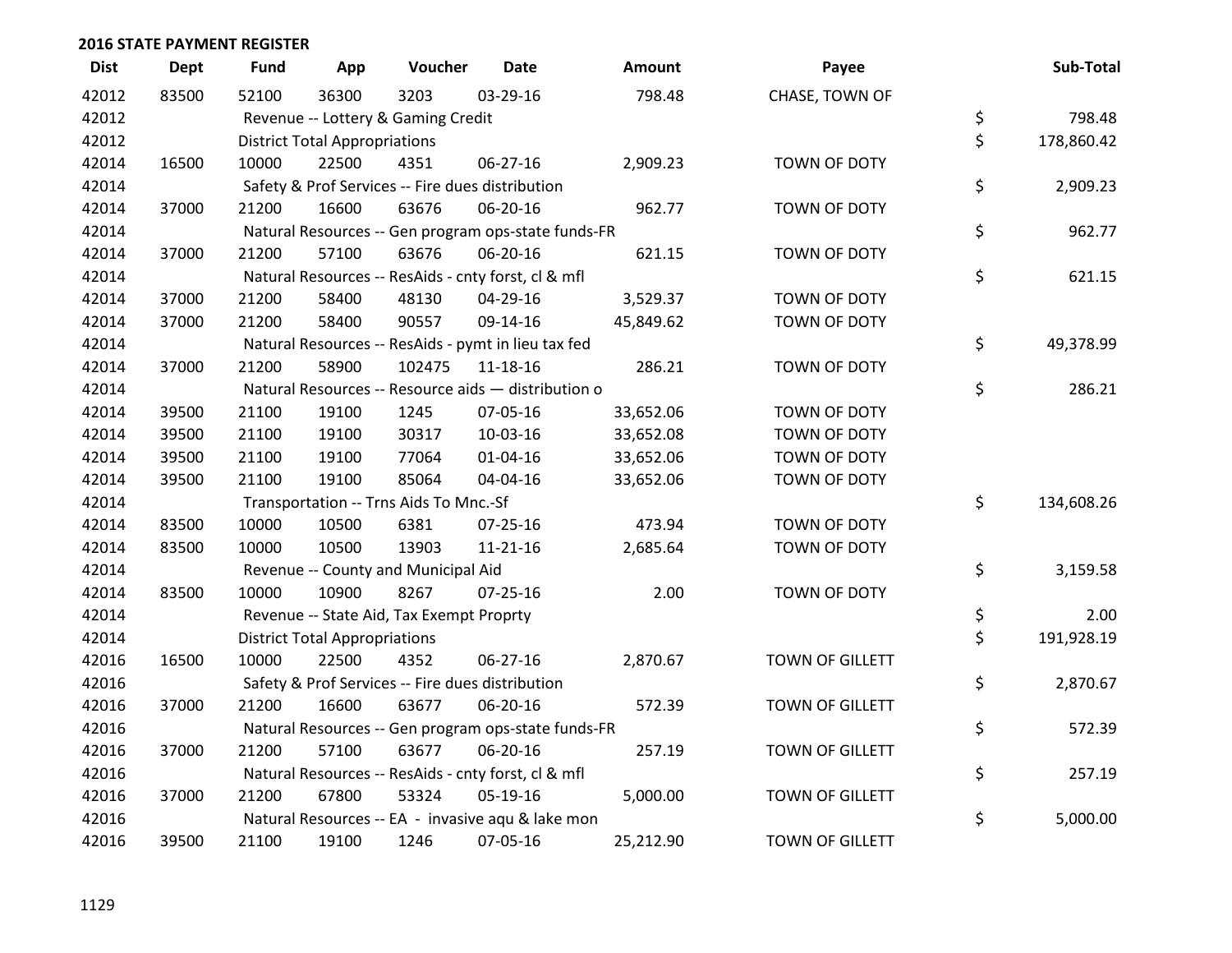## 2016 STATE PAYMENT REGISTER

| Dist | Dept | Fund | App | Voucher | Date | Amount | Payee | Sub-Total |
|---|---|---|---|---|---|---|---|---|
| 42012 | 83500 | 52100 | 36300 | 3203 | 03-29-16 | 798.48 | CHASE, TOWN OF | |
| 42012 | | Revenue -- Lottery & Gaming Credit | | | | | | $ 798.48 |
| 42012 | | District Total Appropriations | | | | | | $ 178,860.42 |
| 42014 | 16500 | 10000 | 22500 | 4351 | 06-27-16 | 2,909.23 | TOWN OF DOTY | |
| 42014 | | Safety & Prof Services -- Fire dues distribution | | | | | | $ 2,909.23 |
| 42014 | 37000 | 21200 | 16600 | 63676 | 06-20-16 | 962.77 | TOWN OF DOTY | |
| 42014 | | Natural Resources -- Gen program ops-state funds-FR | | | | | | $ 962.77 |
| 42014 | 37000 | 21200 | 57100 | 63676 | 06-20-16 | 621.15 | TOWN OF DOTY | |
| 42014 | | Natural Resources -- ResAids - cnty forst, cl & mfl | | | | | | $ 621.15 |
| 42014 | 37000 | 21200 | 58400 | 48130 | 04-29-16 | 3,529.37 | TOWN OF DOTY | |
| 42014 | 37000 | 21200 | 58400 | 90557 | 09-14-16 | 45,849.62 | TOWN OF DOTY | |
| 42014 | | Natural Resources -- ResAids - pymt in lieu tax fed | | | | | | $ 49,378.99 |
| 42014 | 37000 | 21200 | 58900 | 102475 | 11-18-16 | 286.21 | TOWN OF DOTY | |
| 42014 | | Natural Resources -- Resource aids — distribution o | | | | | | $ 286.21 |
| 42014 | 39500 | 21100 | 19100 | 1245 | 07-05-16 | 33,652.06 | TOWN OF DOTY | |
| 42014 | 39500 | 21100 | 19100 | 30317 | 10-03-16 | 33,652.08 | TOWN OF DOTY | |
| 42014 | 39500 | 21100 | 19100 | 77064 | 01-04-16 | 33,652.06 | TOWN OF DOTY | |
| 42014 | 39500 | 21100 | 19100 | 85064 | 04-04-16 | 33,652.06 | TOWN OF DOTY | |
| 42014 | | Transportation -- Trns Aids To Mnc.-Sf | | | | | | $ 134,608.26 |
| 42014 | 83500 | 10000 | 10500 | 6381 | 07-25-16 | 473.94 | TOWN OF DOTY | |
| 42014 | 83500 | 10000 | 10500 | 13903 | 11-21-16 | 2,685.64 | TOWN OF DOTY | |
| 42014 | | Revenue -- County and Municipal Aid | | | | | | $ 3,159.58 |
| 42014 | 83500 | 10000 | 10900 | 8267 | 07-25-16 | 2.00 | TOWN OF DOTY | |
| 42014 | | Revenue -- State Aid, Tax Exempt Proprty | | | | | | $ 2.00 |
| 42014 | | District Total Appropriations | | | | | | $ 191,928.19 |
| 42016 | 16500 | 10000 | 22500 | 4352 | 06-27-16 | 2,870.67 | TOWN OF GILLETT | |
| 42016 | | Safety & Prof Services -- Fire dues distribution | | | | | | $ 2,870.67 |
| 42016 | 37000 | 21200 | 16600 | 63677 | 06-20-16 | 572.39 | TOWN OF GILLETT | |
| 42016 | | Natural Resources -- Gen program ops-state funds-FR | | | | | | $ 572.39 |
| 42016 | 37000 | 21200 | 57100 | 63677 | 06-20-16 | 257.19 | TOWN OF GILLETT | |
| 42016 | | Natural Resources -- ResAids - cnty forst, cl & mfl | | | | | | $ 257.19 |
| 42016 | 37000 | 21200 | 67800 | 53324 | 05-19-16 | 5,000.00 | TOWN OF GILLETT | |
| 42016 | | Natural Resources -- EA - invasive aqu & lake mon | | | | | | $ 5,000.00 |
| 42016 | 39500 | 21100 | 19100 | 1246 | 07-05-16 | 25,212.90 | TOWN OF GILLETT | |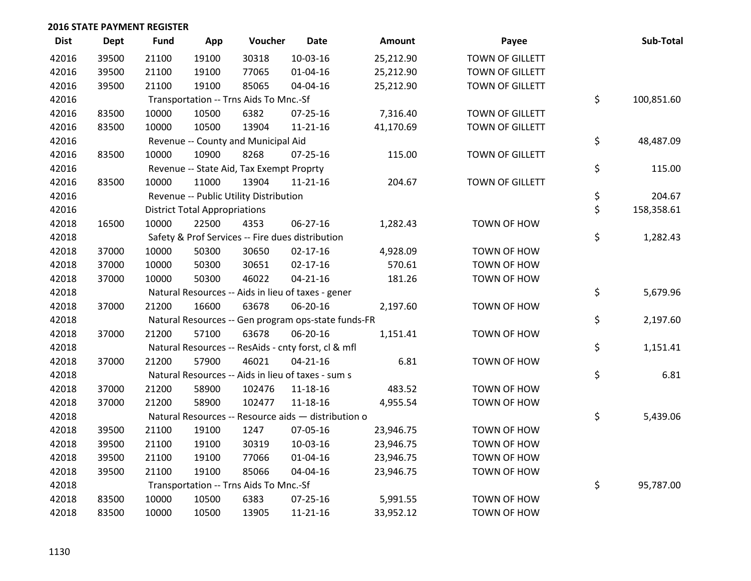## 2016 STATE PAYMENT REGISTER

| Dist | Dept | Fund | App | Voucher | Date | Amount | Payee | Sub-Total |
|---|---|---|---|---|---|---|---|---|
| 42016 | 39500 | 21100 | 19100 | 30318 | 10-03-16 | 25,212.90 | TOWN OF GILLETT | |
| 42016 | 39500 | 21100 | 19100 | 77065 | 01-04-16 | 25,212.90 | TOWN OF GILLETT | |
| 42016 | 39500 | 21100 | 19100 | 85065 | 04-04-16 | 25,212.90 | TOWN OF GILLETT | |
| 42016 | | Transportation -- Trns Aids To Mnc.-Sf | | | | | | $ 100,851.60 |
| 42016 | 83500 | 10000 | 10500 | 6382 | 07-25-16 | 7,316.40 | TOWN OF GILLETT | |
| 42016 | 83500 | 10000 | 10500 | 13904 | 11-21-16 | 41,170.69 | TOWN OF GILLETT | |
| 42016 | | Revenue -- County and Municipal Aid | | | | | | $ 48,487.09 |
| 42016 | 83500 | 10000 | 10900 | 8268 | 07-25-16 | 115.00 | TOWN OF GILLETT | |
| 42016 | | Revenue -- State Aid, Tax Exempt Proprty | | | | | | $ 115.00 |
| 42016 | 83500 | 10000 | 11000 | 13904 | 11-21-16 | 204.67 | TOWN OF GILLETT | |
| 42016 | | Revenue -- Public Utility Distribution | | | | | | $ 204.67 |
| 42016 | | District Total Appropriations | | | | | | $ 158,358.61 |
| 42018 | 16500 | 10000 | 22500 | 4353 | 06-27-16 | 1,282.43 | TOWN OF HOW | |
| 42018 | | Safety & Prof Services -- Fire dues distribution | | | | | | $ 1,282.43 |
| 42018 | 37000 | 10000 | 50300 | 30650 | 02-17-16 | 4,928.09 | TOWN OF HOW | |
| 42018 | 37000 | 10000 | 50300 | 30651 | 02-17-16 | 570.61 | TOWN OF HOW | |
| 42018 | 37000 | 10000 | 50300 | 46022 | 04-21-16 | 181.26 | TOWN OF HOW | |
| 42018 | | Natural Resources -- Aids in lieu of taxes - gener | | | | | | $ 5,679.96 |
| 42018 | 37000 | 21200 | 16600 | 63678 | 06-20-16 | 2,197.60 | TOWN OF HOW | |
| 42018 | | Natural Resources -- Gen program ops-state funds-FR | | | | | | $ 2,197.60 |
| 42018 | 37000 | 21200 | 57100 | 63678 | 06-20-16 | 1,151.41 | TOWN OF HOW | |
| 42018 | | Natural Resources -- ResAids - cnty forst, cl & mfl | | | | | | $ 1,151.41 |
| 42018 | 37000 | 21200 | 57900 | 46021 | 04-21-16 | 6.81 | TOWN OF HOW | |
| 42018 | | Natural Resources -- Aids in lieu of taxes - sum s | | | | | | $ 6.81 |
| 42018 | 37000 | 21200 | 58900 | 102476 | 11-18-16 | 483.52 | TOWN OF HOW | |
| 42018 | 37000 | 21200 | 58900 | 102477 | 11-18-16 | 4,955.54 | TOWN OF HOW | |
| 42018 | | Natural Resources -- Resource aids — distribution o | | | | | | $ 5,439.06 |
| 42018 | 39500 | 21100 | 19100 | 1247 | 07-05-16 | 23,946.75 | TOWN OF HOW | |
| 42018 | 39500 | 21100 | 19100 | 30319 | 10-03-16 | 23,946.75 | TOWN OF HOW | |
| 42018 | 39500 | 21100 | 19100 | 77066 | 01-04-16 | 23,946.75 | TOWN OF HOW | |
| 42018 | 39500 | 21100 | 19100 | 85066 | 04-04-16 | 23,946.75 | TOWN OF HOW | |
| 42018 | | Transportation -- Trns Aids To Mnc.-Sf | | | | | | $ 95,787.00 |
| 42018 | 83500 | 10000 | 10500 | 6383 | 07-25-16 | 5,991.55 | TOWN OF HOW | |
| 42018 | 83500 | 10000 | 10500 | 13905 | 11-21-16 | 33,952.12 | TOWN OF HOW | |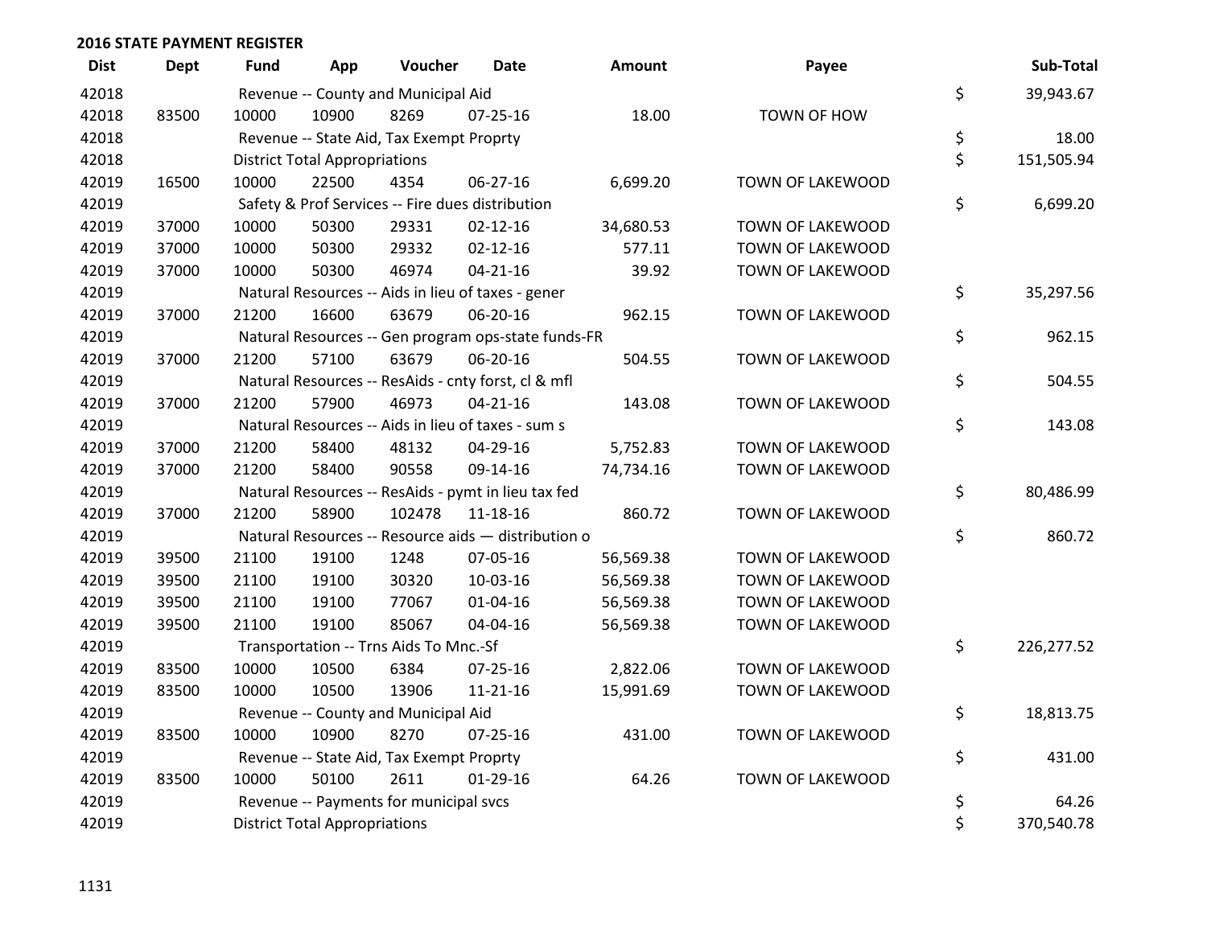## 2016 STATE PAYMENT REGISTER

| Dist | Dept | Fund | App | Voucher | Date | Amount | Payee | Sub-Total |
|---|---|---|---|---|---|---|---|---|
| 42018 | | Revenue -- County and Municipal Aid | | | | | | $ 39,943.67 |
| 42018 | 83500 | 10000 | 10900 | 8269 | 07-25-16 | 18.00 | TOWN OF HOW | |
| 42018 | | Revenue -- State Aid, Tax Exempt Proprty | | | | | | $ 18.00 |
| 42018 | | District Total Appropriations | | | | | | $ 151,505.94 |
| 42019 | 16500 | 10000 | 22500 | 4354 | 06-27-16 | 6,699.20 | TOWN OF LAKEWOOD | |
| 42019 | | Safety & Prof Services -- Fire dues distribution | | | | | | $ 6,699.20 |
| 42019 | 37000 | 10000 | 50300 | 29331 | 02-12-16 | 34,680.53 | TOWN OF LAKEWOOD | |
| 42019 | 37000 | 10000 | 50300 | 29332 | 02-12-16 | 577.11 | TOWN OF LAKEWOOD | |
| 42019 | 37000 | 10000 | 50300 | 46974 | 04-21-16 | 39.92 | TOWN OF LAKEWOOD | |
| 42019 | | Natural Resources -- Aids in lieu of taxes - gener | | | | | | $ 35,297.56 |
| 42019 | 37000 | 21200 | 16600 | 63679 | 06-20-16 | 962.15 | TOWN OF LAKEWOOD | |
| 42019 | | Natural Resources -- Gen program ops-state funds-FR | | | | | | $ 962.15 |
| 42019 | 37000 | 21200 | 57100 | 63679 | 06-20-16 | 504.55 | TOWN OF LAKEWOOD | |
| 42019 | | Natural Resources -- ResAids - cnty forst, cl & mfl | | | | | | $ 504.55 |
| 42019 | 37000 | 21200 | 57900 | 46973 | 04-21-16 | 143.08 | TOWN OF LAKEWOOD | |
| 42019 | | Natural Resources -- Aids in lieu of taxes - sum s | | | | | | $ 143.08 |
| 42019 | 37000 | 21200 | 58400 | 48132 | 04-29-16 | 5,752.83 | TOWN OF LAKEWOOD | |
| 42019 | 37000 | 21200 | 58400 | 90558 | 09-14-16 | 74,734.16 | TOWN OF LAKEWOOD | |
| 42019 | | Natural Resources -- ResAids - pymt in lieu tax fed | | | | | | $ 80,486.99 |
| 42019 | 37000 | 21200 | 58900 | 102478 | 11-18-16 | 860.72 | TOWN OF LAKEWOOD | |
| 42019 | | Natural Resources -- Resource aids — distribution o | | | | | | $ 860.72 |
| 42019 | 39500 | 21100 | 19100 | 1248 | 07-05-16 | 56,569.38 | TOWN OF LAKEWOOD | |
| 42019 | 39500 | 21100 | 19100 | 30320 | 10-03-16 | 56,569.38 | TOWN OF LAKEWOOD | |
| 42019 | 39500 | 21100 | 19100 | 77067 | 01-04-16 | 56,569.38 | TOWN OF LAKEWOOD | |
| 42019 | 39500 | 21100 | 19100 | 85067 | 04-04-16 | 56,569.38 | TOWN OF LAKEWOOD | |
| 42019 | | Transportation -- Trns Aids To Mnc.-Sf | | | | | | $ 226,277.52 |
| 42019 | 83500 | 10000 | 10500 | 6384 | 07-25-16 | 2,822.06 | TOWN OF LAKEWOOD | |
| 42019 | 83500 | 10000 | 10500 | 13906 | 11-21-16 | 15,991.69 | TOWN OF LAKEWOOD | |
| 42019 | | Revenue -- County and Municipal Aid | | | | | | $ 18,813.75 |
| 42019 | 83500 | 10000 | 10900 | 8270 | 07-25-16 | 431.00 | TOWN OF LAKEWOOD | |
| 42019 | | Revenue -- State Aid, Tax Exempt Proprty | | | | | | $ 431.00 |
| 42019 | 83500 | 10000 | 50100 | 2611 | 01-29-16 | 64.26 | TOWN OF LAKEWOOD | |
| 42019 | | Revenue -- Payments for municipal svcs | | | | | | $ 64.26 |
| 42019 | | District Total Appropriations | | | | | | $ 370,540.78 |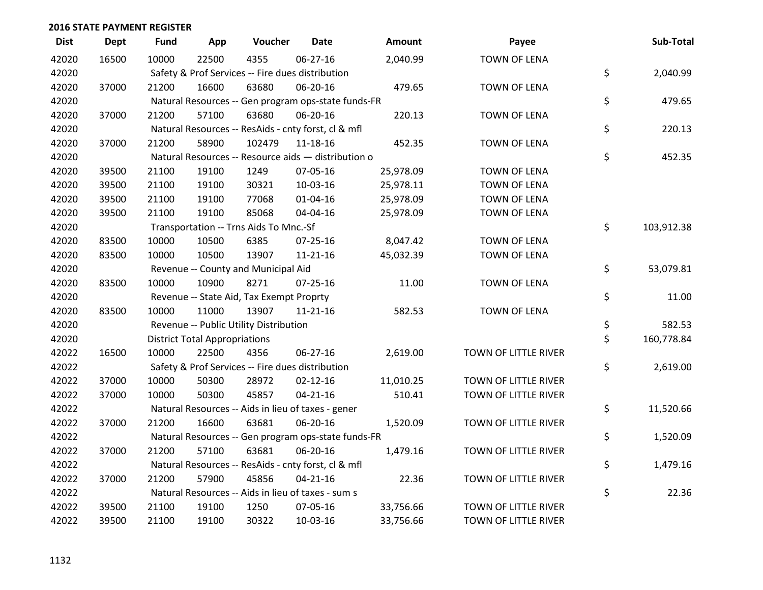## 2016 STATE PAYMENT REGISTER

| Dist | Dept | Fund | App | Voucher | Date | Amount | Payee | Sub-Total |
|---|---|---|---|---|---|---|---|---|
| 42020 | 16500 | 10000 | 22500 | 4355 | 06-27-16 | 2,040.99 | TOWN OF LENA | |
| 42020 | | Safety & Prof Services -- Fire dues distribution | | | | | | $ 2,040.99 |
| 42020 | 37000 | 21200 | 16600 | 63680 | 06-20-16 | 479.65 | TOWN OF LENA | |
| 42020 | | Natural Resources -- Gen program ops-state funds-FR | | | | | | $ 479.65 |
| 42020 | 37000 | 21200 | 57100 | 63680 | 06-20-16 | 220.13 | TOWN OF LENA | |
| 42020 | | Natural Resources -- ResAids - cnty forst, cl & mfl | | | | | | $ 220.13 |
| 42020 | 37000 | 21200 | 58900 | 102479 | 11-18-16 | 452.35 | TOWN OF LENA | |
| 42020 | | Natural Resources -- Resource aids — distribution o | | | | | | $ 452.35 |
| 42020 | 39500 | 21100 | 19100 | 1249 | 07-05-16 | 25,978.09 | TOWN OF LENA | |
| 42020 | 39500 | 21100 | 19100 | 30321 | 10-03-16 | 25,978.11 | TOWN OF LENA | |
| 42020 | 39500 | 21100 | 19100 | 77068 | 01-04-16 | 25,978.09 | TOWN OF LENA | |
| 42020 | 39500 | 21100 | 19100 | 85068 | 04-04-16 | 25,978.09 | TOWN OF LENA | |
| 42020 | | Transportation -- Trns Aids To Mnc.-Sf | | | | | | $ 103,912.38 |
| 42020 | 83500 | 10000 | 10500 | 6385 | 07-25-16 | 8,047.42 | TOWN OF LENA | |
| 42020 | 83500 | 10000 | 10500 | 13907 | 11-21-16 | 45,032.39 | TOWN OF LENA | |
| 42020 | | Revenue -- County and Municipal Aid | | | | | | $ 53,079.81 |
| 42020 | 83500 | 10000 | 10900 | 8271 | 07-25-16 | 11.00 | TOWN OF LENA | |
| 42020 | | Revenue -- State Aid, Tax Exempt Proprty | | | | | | $ 11.00 |
| 42020 | 83500 | 10000 | 11000 | 13907 | 11-21-16 | 582.53 | TOWN OF LENA | |
| 42020 | | Revenue -- Public Utility Distribution | | | | | | $ 582.53 |
| 42020 | | District Total Appropriations | | | | | | $ 160,778.84 |
| 42022 | 16500 | 10000 | 22500 | 4356 | 06-27-16 | 2,619.00 | TOWN OF LITTLE RIVER | |
| 42022 | | Safety & Prof Services -- Fire dues distribution | | | | | | $ 2,619.00 |
| 42022 | 37000 | 10000 | 50300 | 28972 | 02-12-16 | 11,010.25 | TOWN OF LITTLE RIVER | |
| 42022 | 37000 | 10000 | 50300 | 45857 | 04-21-16 | 510.41 | TOWN OF LITTLE RIVER | |
| 42022 | | Natural Resources -- Aids in lieu of taxes - gener | | | | | | $ 11,520.66 |
| 42022 | 37000 | 21200 | 16600 | 63681 | 06-20-16 | 1,520.09 | TOWN OF LITTLE RIVER | |
| 42022 | | Natural Resources -- Gen program ops-state funds-FR | | | | | | $ 1,520.09 |
| 42022 | 37000 | 21200 | 57100 | 63681 | 06-20-16 | 1,479.16 | TOWN OF LITTLE RIVER | |
| 42022 | | Natural Resources -- ResAids - cnty forst, cl & mfl | | | | | | $ 1,479.16 |
| 42022 | 37000 | 21200 | 57900 | 45856 | 04-21-16 | 22.36 | TOWN OF LITTLE RIVER | |
| 42022 | | Natural Resources -- Aids in lieu of taxes - sum s | | | | | | $ 22.36 |
| 42022 | 39500 | 21100 | 19100 | 1250 | 07-05-16 | 33,756.66 | TOWN OF LITTLE RIVER | |
| 42022 | 39500 | 21100 | 19100 | 30322 | 10-03-16 | 33,756.66 | TOWN OF LITTLE RIVER | |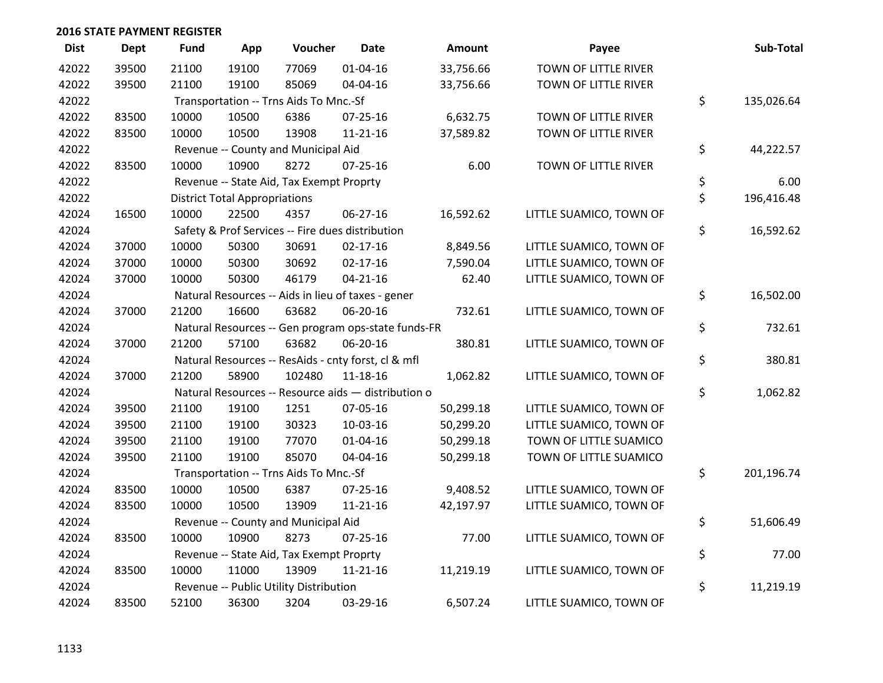## 2016 STATE PAYMENT REGISTER

| Dist | Dept | Fund | App | Voucher | Date | Amount | Payee | Sub-Total |
|---|---|---|---|---|---|---|---|---|
| 42022 | 39500 | 21100 | 19100 | 77069 | 01-04-16 | 33,756.66 | TOWN OF LITTLE RIVER | |
| 42022 | 39500 | 21100 | 19100 | 85069 | 04-04-16 | 33,756.66 | TOWN OF LITTLE RIVER | |
| 42022 | | Transportation -- Trns Aids To Mnc.-Sf | | | | | | $ 135,026.64 |
| 42022 | 83500 | 10000 | 10500 | 6386 | 07-25-16 | 6,632.75 | TOWN OF LITTLE RIVER | |
| 42022 | 83500 | 10000 | 10500 | 13908 | 11-21-16 | 37,589.82 | TOWN OF LITTLE RIVER | |
| 42022 | | Revenue -- County and Municipal Aid | | | | | | $ 44,222.57 |
| 42022 | 83500 | 10000 | 10900 | 8272 | 07-25-16 | 6.00 | TOWN OF LITTLE RIVER | |
| 42022 | | Revenue -- State Aid, Tax Exempt Proprty | | | | | | $ 6.00 |
| 42022 | | District Total Appropriations | | | | | | $ 196,416.48 |
| 42024 | 16500 | 10000 | 22500 | 4357 | 06-27-16 | 16,592.62 | LITTLE SUAMICO, TOWN OF | |
| 42024 | | Safety & Prof Services -- Fire dues distribution | | | | | | $ 16,592.62 |
| 42024 | 37000 | 10000 | 50300 | 30691 | 02-17-16 | 8,849.56 | LITTLE SUAMICO, TOWN OF | |
| 42024 | 37000 | 10000 | 50300 | 30692 | 02-17-16 | 7,590.04 | LITTLE SUAMICO, TOWN OF | |
| 42024 | 37000 | 10000 | 50300 | 46179 | 04-21-16 | 62.40 | LITTLE SUAMICO, TOWN OF | |
| 42024 | | Natural Resources -- Aids in lieu of taxes - gener | | | | | | $ 16,502.00 |
| 42024 | 37000 | 21200 | 16600 | 63682 | 06-20-16 | 732.61 | LITTLE SUAMICO, TOWN OF | |
| 42024 | | Natural Resources -- Gen program ops-state funds-FR | | | | | | $ 732.61 |
| 42024 | 37000 | 21200 | 57100 | 63682 | 06-20-16 | 380.81 | LITTLE SUAMICO, TOWN OF | |
| 42024 | | Natural Resources -- ResAids - cnty forst, cl & mfl | | | | | | $ 380.81 |
| 42024 | 37000 | 21200 | 58900 | 102480 | 11-18-16 | 1,062.82 | LITTLE SUAMICO, TOWN OF | |
| 42024 | | Natural Resources -- Resource aids — distribution o | | | | | | $ 1,062.82 |
| 42024 | 39500 | 21100 | 19100 | 1251 | 07-05-16 | 50,299.18 | LITTLE SUAMICO, TOWN OF | |
| 42024 | 39500 | 21100 | 19100 | 30323 | 10-03-16 | 50,299.20 | LITTLE SUAMICO, TOWN OF | |
| 42024 | 39500 | 21100 | 19100 | 77070 | 01-04-16 | 50,299.18 | TOWN OF LITTLE SUAMICO | |
| 42024 | 39500 | 21100 | 19100 | 85070 | 04-04-16 | 50,299.18 | TOWN OF LITTLE SUAMICO | |
| 42024 | | Transportation -- Trns Aids To Mnc.-Sf | | | | | | $ 201,196.74 |
| 42024 | 83500 | 10000 | 10500 | 6387 | 07-25-16 | 9,408.52 | LITTLE SUAMICO, TOWN OF | |
| 42024 | 83500 | 10000 | 10500 | 13909 | 11-21-16 | 42,197.97 | LITTLE SUAMICO, TOWN OF | |
| 42024 | | Revenue -- County and Municipal Aid | | | | | | $ 51,606.49 |
| 42024 | 83500 | 10000 | 10900 | 8273 | 07-25-16 | 77.00 | LITTLE SUAMICO, TOWN OF | |
| 42024 | | Revenue -- State Aid, Tax Exempt Proprty | | | | | | $ 77.00 |
| 42024 | 83500 | 10000 | 11000 | 13909 | 11-21-16 | 11,219.19 | LITTLE SUAMICO, TOWN OF | |
| 42024 | | Revenue -- Public Utility Distribution | | | | | | $ 11,219.19 |
| 42024 | 83500 | 52100 | 36300 | 3204 | 03-29-16 | 6,507.24 | LITTLE SUAMICO, TOWN OF | |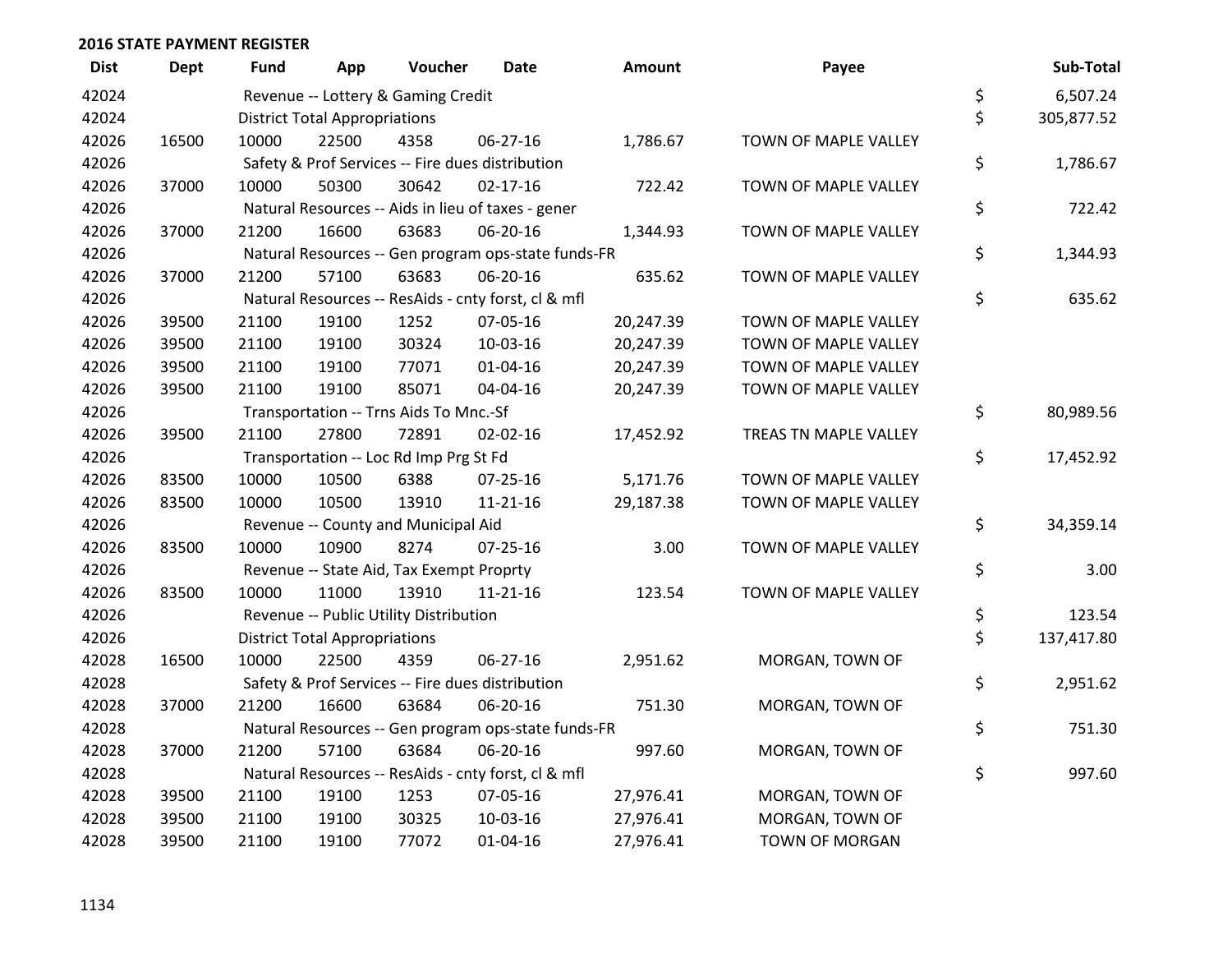## 2016 STATE PAYMENT REGISTER

| Dist | Dept | Fund | App | Voucher | Date | Amount | Payee | Sub-Total |
|---|---|---|---|---|---|---|---|---|
| 42024 | | Revenue -- Lottery & Gaming Credit | | | | | | $ 6,507.24 |
| 42024 | | District Total Appropriations | | | | | | $ 305,877.52 |
| 42026 | 16500 | 10000 | 22500 | 4358 | 06-27-16 | 1,786.67 | TOWN OF MAPLE VALLEY | |
| 42026 | | Safety & Prof Services -- Fire dues distribution | | | | | | $ 1,786.67 |
| 42026 | 37000 | 10000 | 50300 | 30642 | 02-17-16 | 722.42 | TOWN OF MAPLE VALLEY | |
| 42026 | | Natural Resources -- Aids in lieu of taxes - gener | | | | | | $ 722.42 |
| 42026 | 37000 | 21200 | 16600 | 63683 | 06-20-16 | 1,344.93 | TOWN OF MAPLE VALLEY | |
| 42026 | | Natural Resources -- Gen program ops-state funds-FR | | | | | | $ 1,344.93 |
| 42026 | 37000 | 21200 | 57100 | 63683 | 06-20-16 | 635.62 | TOWN OF MAPLE VALLEY | |
| 42026 | | Natural Resources -- ResAids - cnty forst, cl & mfl | | | | | | $ 635.62 |
| 42026 | 39500 | 21100 | 19100 | 1252 | 07-05-16 | 20,247.39 | TOWN OF MAPLE VALLEY | |
| 42026 | 39500 | 21100 | 19100 | 30324 | 10-03-16 | 20,247.39 | TOWN OF MAPLE VALLEY | |
| 42026 | 39500 | 21100 | 19100 | 77071 | 01-04-16 | 20,247.39 | TOWN OF MAPLE VALLEY | |
| 42026 | 39500 | 21100 | 19100 | 85071 | 04-04-16 | 20,247.39 | TOWN OF MAPLE VALLEY | |
| 42026 | | Transportation -- Trns Aids To Mnc.-Sf | | | | | | $ 80,989.56 |
| 42026 | 39500 | 21100 | 27800 | 72891 | 02-02-16 | 17,452.92 | TREAS TN MAPLE VALLEY | |
| 42026 | | Transportation -- Loc Rd Imp Prg St Fd | | | | | | $ 17,452.92 |
| 42026 | 83500 | 10000 | 10500 | 6388 | 07-25-16 | 5,171.76 | TOWN OF MAPLE VALLEY | |
| 42026 | 83500 | 10000 | 10500 | 13910 | 11-21-16 | 29,187.38 | TOWN OF MAPLE VALLEY | |
| 42026 | | Revenue -- County and Municipal Aid | | | | | | $ 34,359.14 |
| 42026 | 83500 | 10000 | 10900 | 8274 | 07-25-16 | 3.00 | TOWN OF MAPLE VALLEY | |
| 42026 | | Revenue -- State Aid, Tax Exempt Proprty | | | | | | $ 3.00 |
| 42026 | 83500 | 10000 | 11000 | 13910 | 11-21-16 | 123.54 | TOWN OF MAPLE VALLEY | |
| 42026 | | Revenue -- Public Utility Distribution | | | | | | $ 123.54 |
| 42026 | | District Total Appropriations | | | | | | $ 137,417.80 |
| 42028 | 16500 | 10000 | 22500 | 4359 | 06-27-16 | 2,951.62 | MORGAN, TOWN OF | |
| 42028 | | Safety & Prof Services -- Fire dues distribution | | | | | | $ 2,951.62 |
| 42028 | 37000 | 21200 | 16600 | 63684 | 06-20-16 | 751.30 | MORGAN, TOWN OF | |
| 42028 | | Natural Resources -- Gen program ops-state funds-FR | | | | | | $ 751.30 |
| 42028 | 37000 | 21200 | 57100 | 63684 | 06-20-16 | 997.60 | MORGAN, TOWN OF | |
| 42028 | | Natural Resources -- ResAids - cnty forst, cl & mfl | | | | | | $ 997.60 |
| 42028 | 39500 | 21100 | 19100 | 1253 | 07-05-16 | 27,976.41 | MORGAN, TOWN OF | |
| 42028 | 39500 | 21100 | 19100 | 30325 | 10-03-16 | 27,976.41 | MORGAN, TOWN OF | |
| 42028 | 39500 | 21100 | 19100 | 77072 | 01-04-16 | 27,976.41 | TOWN OF MORGAN | |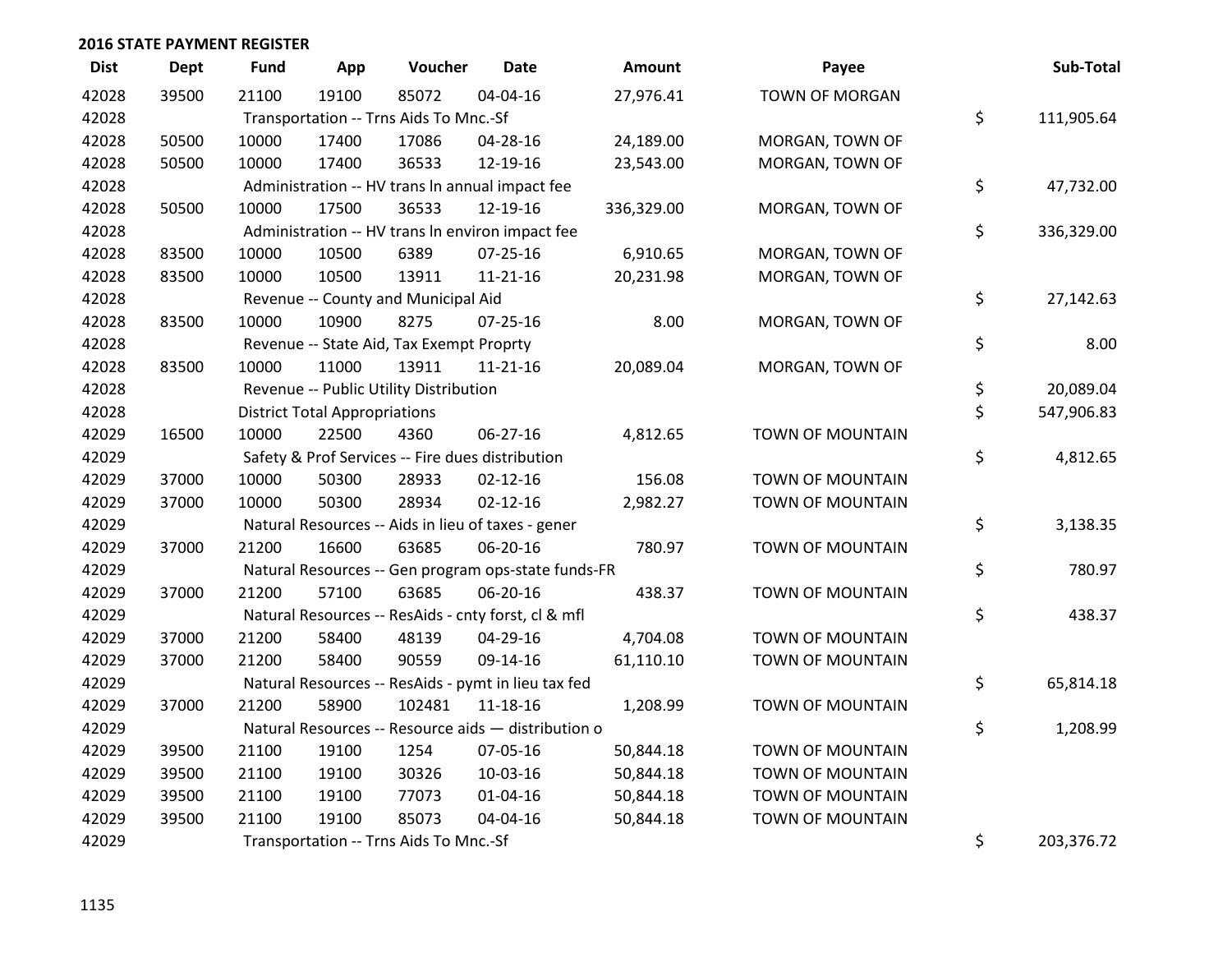## 2016 STATE PAYMENT REGISTER

| Dist | Dept | Fund | App | Voucher | Date | Amount | Payee | Sub-Total |
|---|---|---|---|---|---|---|---|---|
| 42028 | 39500 | 21100 | 19100 | 85072 | 04-04-16 | 27,976.41 | TOWN OF MORGAN | |
| 42028 | | Transportation -- Trns Aids To Mnc.-Sf | | | | | | $ 111,905.64 |
| 42028 | 50500 | 10000 | 17400 | 17086 | 04-28-16 | 24,189.00 | MORGAN, TOWN OF | |
| 42028 | 50500 | 10000 | 17400 | 36533 | 12-19-16 | 23,543.00 | MORGAN, TOWN OF | |
| 42028 | | Administration -- HV trans ln annual impact fee | | | | | | $ 47,732.00 |
| 42028 | 50500 | 10000 | 17500 | 36533 | 12-19-16 | 336,329.00 | MORGAN, TOWN OF | |
| 42028 | | Administration -- HV trans ln environ impact fee | | | | | | $ 336,329.00 |
| 42028 | 83500 | 10000 | 10500 | 6389 | 07-25-16 | 6,910.65 | MORGAN, TOWN OF | |
| 42028 | 83500 | 10000 | 10500 | 13911 | 11-21-16 | 20,231.98 | MORGAN, TOWN OF | |
| 42028 | | Revenue -- County and Municipal Aid | | | | | | $ 27,142.63 |
| 42028 | 83500 | 10000 | 10900 | 8275 | 07-25-16 | 8.00 | MORGAN, TOWN OF | |
| 42028 | | Revenue -- State Aid, Tax Exempt Proprty | | | | | | $ 8.00 |
| 42028 | 83500 | 10000 | 11000 | 13911 | 11-21-16 | 20,089.04 | MORGAN, TOWN OF | |
| 42028 | | Revenue -- Public Utility Distribution | | | | | | $ 20,089.04 |
| 42028 | | District Total Appropriations | | | | | | $ 547,906.83 |
| 42029 | 16500 | 10000 | 22500 | 4360 | 06-27-16 | 4,812.65 | TOWN OF MOUNTAIN | |
| 42029 | | Safety & Prof Services -- Fire dues distribution | | | | | | $ 4,812.65 |
| 42029 | 37000 | 10000 | 50300 | 28933 | 02-12-16 | 156.08 | TOWN OF MOUNTAIN | |
| 42029 | 37000 | 10000 | 50300 | 28934 | 02-12-16 | 2,982.27 | TOWN OF MOUNTAIN | |
| 42029 | | Natural Resources -- Aids in lieu of taxes - gener | | | | | | $ 3,138.35 |
| 42029 | 37000 | 21200 | 16600 | 63685 | 06-20-16 | 780.97 | TOWN OF MOUNTAIN | |
| 42029 | | Natural Resources -- Gen program ops-state funds-FR | | | | | | $ 780.97 |
| 42029 | 37000 | 21200 | 57100 | 63685 | 06-20-16 | 438.37 | TOWN OF MOUNTAIN | |
| 42029 | | Natural Resources -- ResAids - cnty forst, cl & mfl | | | | | | $ 438.37 |
| 42029 | 37000 | 21200 | 58400 | 48139 | 04-29-16 | 4,704.08 | TOWN OF MOUNTAIN | |
| 42029 | 37000 | 21200 | 58400 | 90559 | 09-14-16 | 61,110.10 | TOWN OF MOUNTAIN | |
| 42029 | | Natural Resources -- ResAids - pymt in lieu tax fed | | | | | | $ 65,814.18 |
| 42029 | 37000 | 21200 | 58900 | 102481 | 11-18-16 | 1,208.99 | TOWN OF MOUNTAIN | |
| 42029 | | Natural Resources -- Resource aids — distribution o | | | | | | $ 1,208.99 |
| 42029 | 39500 | 21100 | 19100 | 1254 | 07-05-16 | 50,844.18 | TOWN OF MOUNTAIN | |
| 42029 | 39500 | 21100 | 19100 | 30326 | 10-03-16 | 50,844.18 | TOWN OF MOUNTAIN | |
| 42029 | 39500 | 21100 | 19100 | 77073 | 01-04-16 | 50,844.18 | TOWN OF MOUNTAIN | |
| 42029 | 39500 | 21100 | 19100 | 85073 | 04-04-16 | 50,844.18 | TOWN OF MOUNTAIN | |
| 42029 | | Transportation -- Trns Aids To Mnc.-Sf | | | | | | $ 203,376.72 |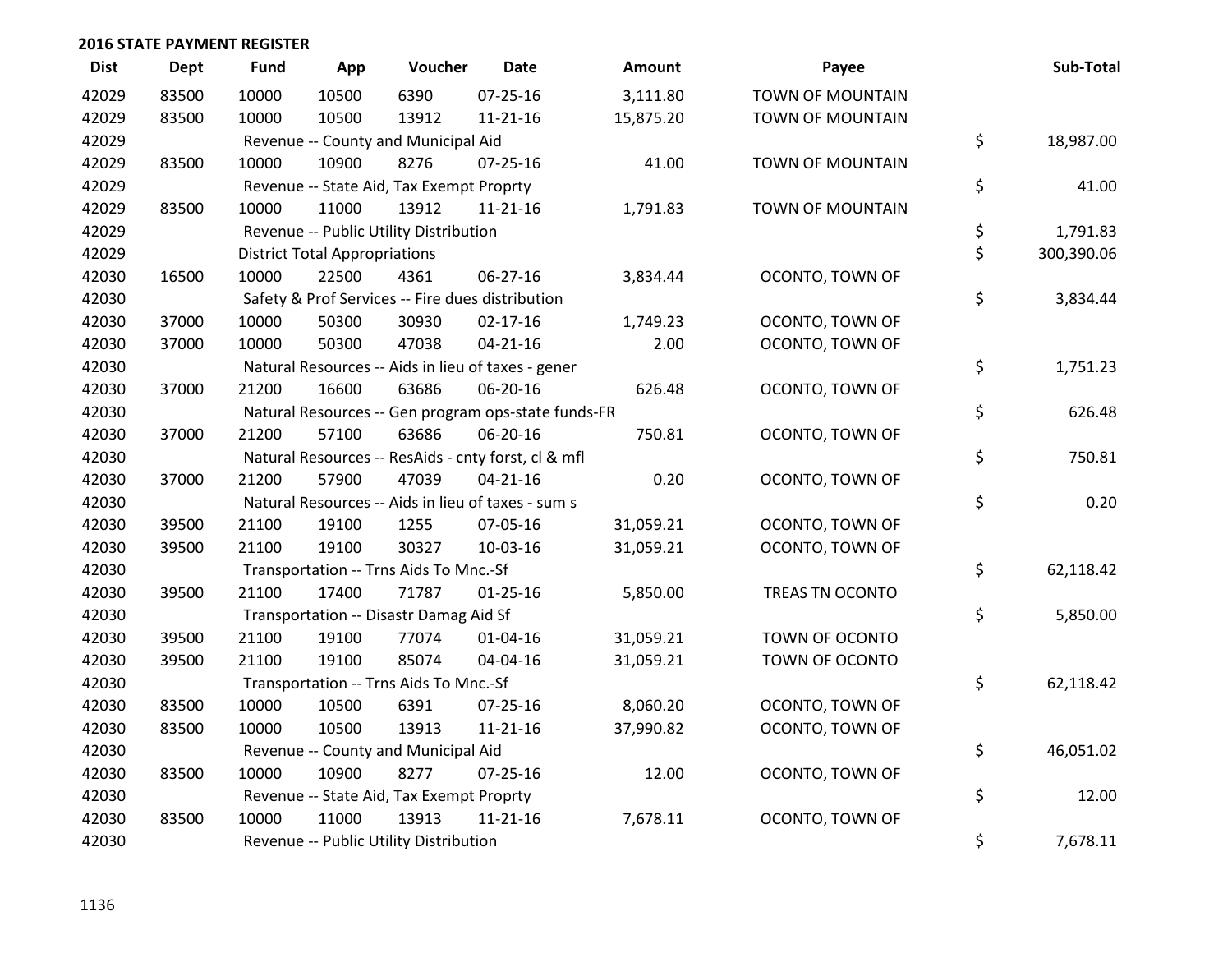## 2016 STATE PAYMENT REGISTER

| Dist | Dept | Fund | App | Voucher | Date | Amount | Payee | Sub-Total |
|---|---|---|---|---|---|---|---|---|
| 42029 | 83500 | 10000 | 10500 | 6390 | 07-25-16 | 3,111.80 | TOWN OF MOUNTAIN | |
| 42029 | 83500 | 10000 | 10500 | 13912 | 11-21-16 | 15,875.20 | TOWN OF MOUNTAIN | |
| 42029 | | Revenue -- County and Municipal Aid | | | | | | $ 18,987.00 |
| 42029 | 83500 | 10000 | 10900 | 8276 | 07-25-16 | 41.00 | TOWN OF MOUNTAIN | |
| 42029 | | Revenue -- State Aid, Tax Exempt Proprty | | | | | | $ 41.00 |
| 42029 | 83500 | 10000 | 11000 | 13912 | 11-21-16 | 1,791.83 | TOWN OF MOUNTAIN | |
| 42029 | | Revenue -- Public Utility Distribution | | | | | | $ 1,791.83 |
| 42029 | | District Total Appropriations | | | | | | $ 300,390.06 |
| 42030 | 16500 | 10000 | 22500 | 4361 | 06-27-16 | 3,834.44 | OCONTO, TOWN OF | |
| 42030 | | Safety & Prof Services -- Fire dues distribution | | | | | | $ 3,834.44 |
| 42030 | 37000 | 10000 | 50300 | 30930 | 02-17-16 | 1,749.23 | OCONTO, TOWN OF | |
| 42030 | 37000 | 10000 | 50300 | 47038 | 04-21-16 | 2.00 | OCONTO, TOWN OF | |
| 42030 | | Natural Resources -- Aids in lieu of taxes - gener | | | | | | $ 1,751.23 |
| 42030 | 37000 | 21200 | 16600 | 63686 | 06-20-16 | 626.48 | OCONTO, TOWN OF | |
| 42030 | | Natural Resources -- Gen program ops-state funds-FR | | | | | | $ 626.48 |
| 42030 | 37000 | 21200 | 57100 | 63686 | 06-20-16 | 750.81 | OCONTO, TOWN OF | |
| 42030 | | Natural Resources -- ResAids - cnty forst, cl & mfl | | | | | | $ 750.81 |
| 42030 | 37000 | 21200 | 57900 | 47039 | 04-21-16 | 0.20 | OCONTO, TOWN OF | |
| 42030 | | Natural Resources -- Aids in lieu of taxes - sum s | | | | | | $ 0.20 |
| 42030 | 39500 | 21100 | 19100 | 1255 | 07-05-16 | 31,059.21 | OCONTO, TOWN OF | |
| 42030 | 39500 | 21100 | 19100 | 30327 | 10-03-16 | 31,059.21 | OCONTO, TOWN OF | |
| 42030 | | Transportation -- Trns Aids To Mnc.-Sf | | | | | | $ 62,118.42 |
| 42030 | 39500 | 21100 | 17400 | 71787 | 01-25-16 | 5,850.00 | TREAS TN OCONTO | |
| 42030 | | Transportation -- Disastr Damag Aid Sf | | | | | | $ 5,850.00 |
| 42030 | 39500 | 21100 | 19100 | 77074 | 01-04-16 | 31,059.21 | TOWN OF OCONTO | |
| 42030 | 39500 | 21100 | 19100 | 85074 | 04-04-16 | 31,059.21 | TOWN OF OCONTO | |
| 42030 | | Transportation -- Trns Aids To Mnc.-Sf | | | | | | $ 62,118.42 |
| 42030 | 83500 | 10000 | 10500 | 6391 | 07-25-16 | 8,060.20 | OCONTO, TOWN OF | |
| 42030 | 83500 | 10000 | 10500 | 13913 | 11-21-16 | 37,990.82 | OCONTO, TOWN OF | |
| 42030 | | Revenue -- County and Municipal Aid | | | | | | $ 46,051.02 |
| 42030 | 83500 | 10000 | 10900 | 8277 | 07-25-16 | 12.00 | OCONTO, TOWN OF | |
| 42030 | | Revenue -- State Aid, Tax Exempt Proprty | | | | | | $ 12.00 |
| 42030 | 83500 | 10000 | 11000 | 13913 | 11-21-16 | 7,678.11 | OCONTO, TOWN OF | |
| 42030 | | Revenue -- Public Utility Distribution | | | | | | $ 7,678.11 |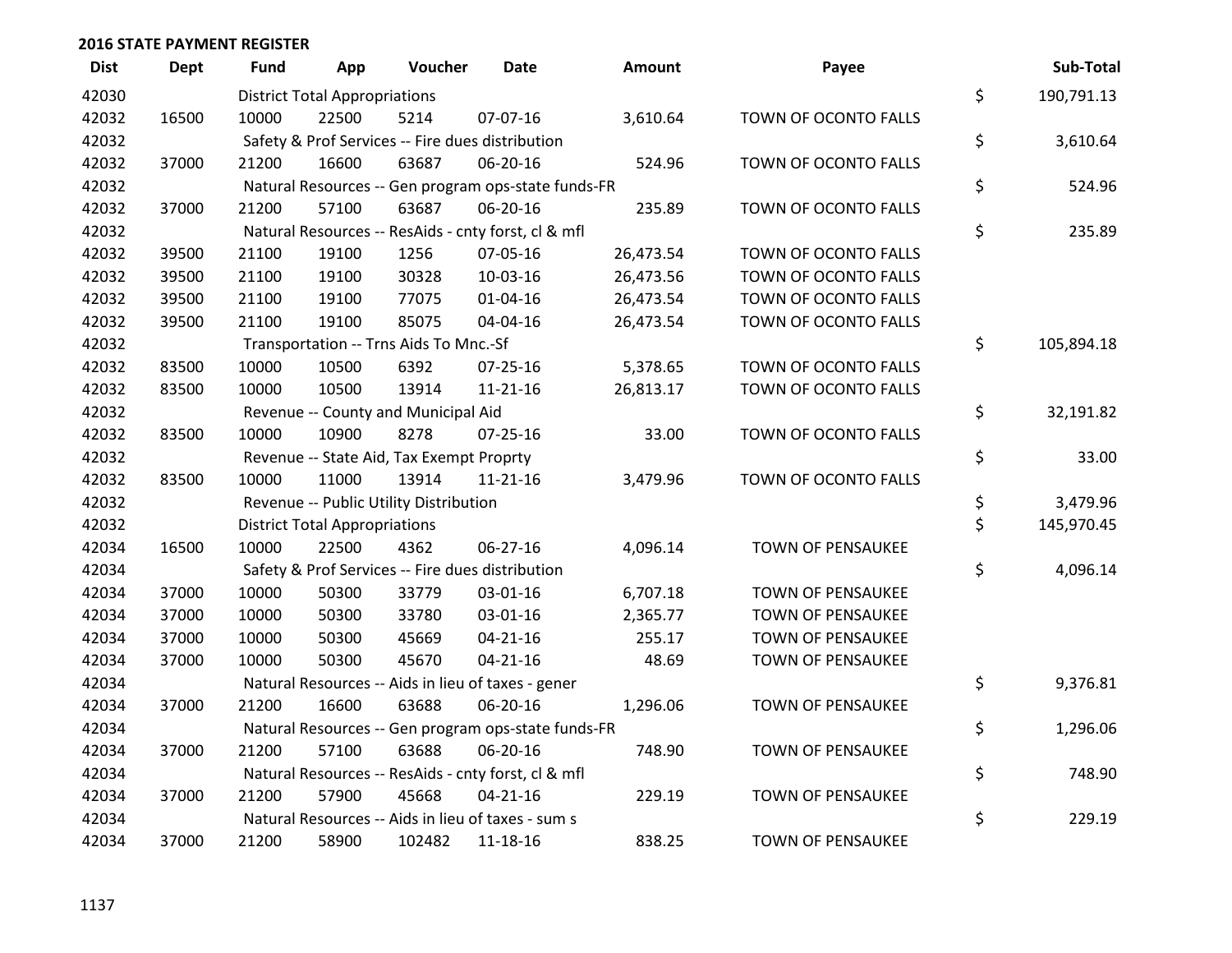## 2016 STATE PAYMENT REGISTER

| Dist | Dept | Fund | App | Voucher | Date | Amount | Payee | Sub-Total |
|---|---|---|---|---|---|---|---|---|
| 42030 | | District Total Appropriations | | | | | | $ 190,791.13 |
| 42032 | 16500 | 10000 | 22500 | 5214 | 07-07-16 | 3,610.64 | TOWN OF OCONTO FALLS | |
| 42032 | | Safety & Prof Services -- Fire dues distribution | | | | | | $ 3,610.64 |
| 42032 | 37000 | 21200 | 16600 | 63687 | 06-20-16 | 524.96 | TOWN OF OCONTO FALLS | |
| 42032 | | Natural Resources -- Gen program ops-state funds-FR | | | | | | $ 524.96 |
| 42032 | 37000 | 21200 | 57100 | 63687 | 06-20-16 | 235.89 | TOWN OF OCONTO FALLS | |
| 42032 | | Natural Resources -- ResAids - cnty forst, cl & mfl | | | | | | $ 235.89 |
| 42032 | 39500 | 21100 | 19100 | 1256 | 07-05-16 | 26,473.54 | TOWN OF OCONTO FALLS | |
| 42032 | 39500 | 21100 | 19100 | 30328 | 10-03-16 | 26,473.56 | TOWN OF OCONTO FALLS | |
| 42032 | 39500 | 21100 | 19100 | 77075 | 01-04-16 | 26,473.54 | TOWN OF OCONTO FALLS | |
| 42032 | 39500 | 21100 | 19100 | 85075 | 04-04-16 | 26,473.54 | TOWN OF OCONTO FALLS | |
| 42032 | | Transportation -- Trns Aids To Mnc.-Sf | | | | | | $ 105,894.18 |
| 42032 | 83500 | 10000 | 10500 | 6392 | 07-25-16 | 5,378.65 | TOWN OF OCONTO FALLS | |
| 42032 | 83500 | 10000 | 10500 | 13914 | 11-21-16 | 26,813.17 | TOWN OF OCONTO FALLS | |
| 42032 | | Revenue -- County and Municipal Aid | | | | | | $ 32,191.82 |
| 42032 | 83500 | 10000 | 10900 | 8278 | 07-25-16 | 33.00 | TOWN OF OCONTO FALLS | |
| 42032 | | Revenue -- State Aid, Tax Exempt Proprty | | | | | | $ 33.00 |
| 42032 | 83500 | 10000 | 11000 | 13914 | 11-21-16 | 3,479.96 | TOWN OF OCONTO FALLS | |
| 42032 | | Revenue -- Public Utility Distribution | | | | | | $ 3,479.96 |
| 42032 | | District Total Appropriations | | | | | | $ 145,970.45 |
| 42034 | 16500 | 10000 | 22500 | 4362 | 06-27-16 | 4,096.14 | TOWN OF PENSAUKEE | |
| 42034 | | Safety & Prof Services -- Fire dues distribution | | | | | | $ 4,096.14 |
| 42034 | 37000 | 10000 | 50300 | 33779 | 03-01-16 | 6,707.18 | TOWN OF PENSAUKEE | |
| 42034 | 37000 | 10000 | 50300 | 33780 | 03-01-16 | 2,365.77 | TOWN OF PENSAUKEE | |
| 42034 | 37000 | 10000 | 50300 | 45669 | 04-21-16 | 255.17 | TOWN OF PENSAUKEE | |
| 42034 | 37000 | 10000 | 50300 | 45670 | 04-21-16 | 48.69 | TOWN OF PENSAUKEE | |
| 42034 | | Natural Resources -- Aids in lieu of taxes - gener | | | | | | $ 9,376.81 |
| 42034 | 37000 | 21200 | 16600 | 63688 | 06-20-16 | 1,296.06 | TOWN OF PENSAUKEE | |
| 42034 | | Natural Resources -- Gen program ops-state funds-FR | | | | | | $ 1,296.06 |
| 42034 | 37000 | 21200 | 57100 | 63688 | 06-20-16 | 748.90 | TOWN OF PENSAUKEE | |
| 42034 | | Natural Resources -- ResAids - cnty forst, cl & mfl | | | | | | $ 748.90 |
| 42034 | 37000 | 21200 | 57900 | 45668 | 04-21-16 | 229.19 | TOWN OF PENSAUKEE | |
| 42034 | | Natural Resources -- Aids in lieu of taxes - sum s | | | | | | $ 229.19 |
| 42034 | 37000 | 21200 | 58900 | 102482 | 11-18-16 | 838.25 | TOWN OF PENSAUKEE | |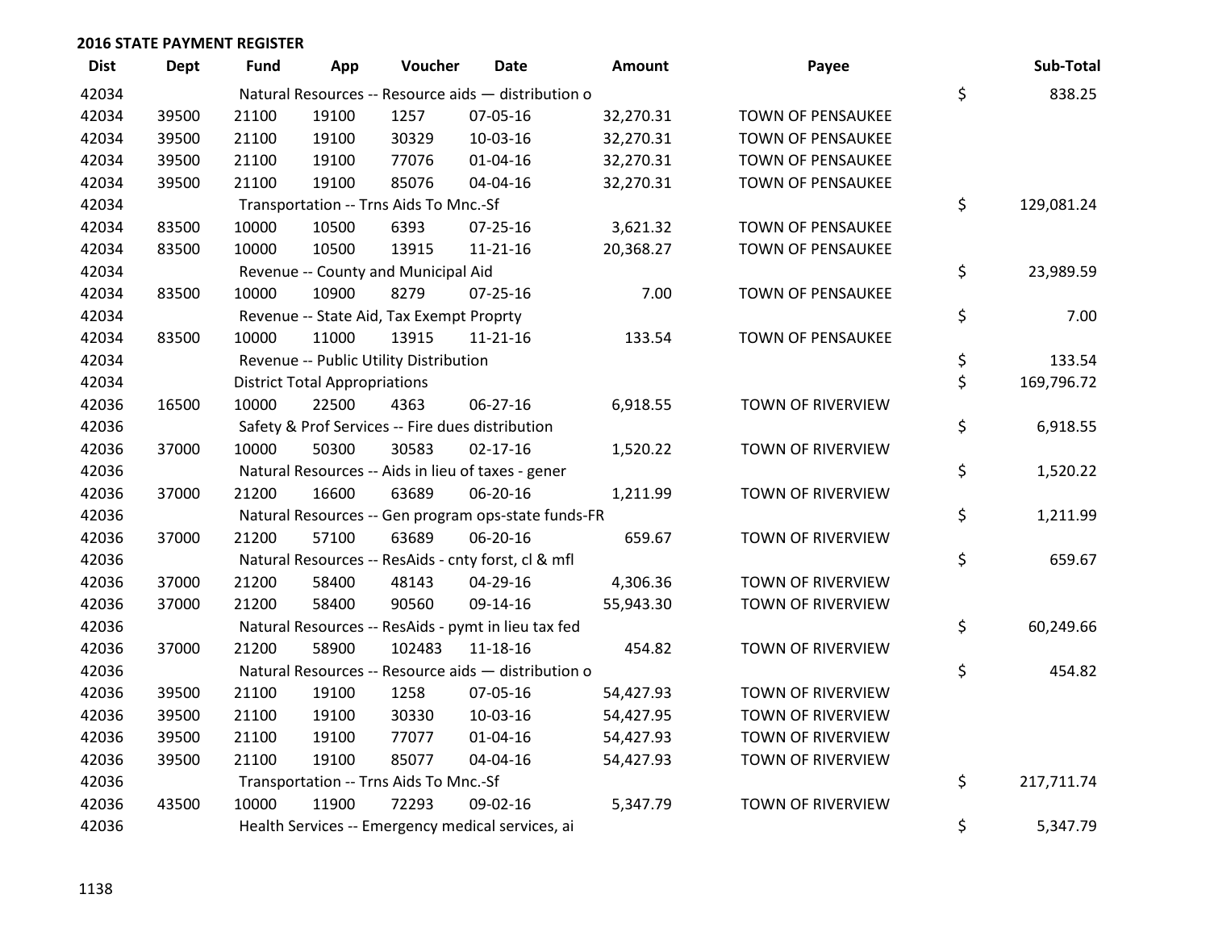## 2016 STATE PAYMENT REGISTER

| Dist | Dept | Fund | App | Voucher | Date | Amount | Payee | Sub-Total |
|---|---|---|---|---|---|---|---|---|
| 42034 | | Natural Resources -- Resource aids — distribution o | | | | | | $ 838.25 |
| 42034 | 39500 | 21100 | 19100 | 1257 | 07-05-16 | 32,270.31 | TOWN OF PENSAUKEE | |
| 42034 | 39500 | 21100 | 19100 | 30329 | 10-03-16 | 32,270.31 | TOWN OF PENSAUKEE | |
| 42034 | 39500 | 21100 | 19100 | 77076 | 01-04-16 | 32,270.31 | TOWN OF PENSAUKEE | |
| 42034 | 39500 | 21100 | 19100 | 85076 | 04-04-16 | 32,270.31 | TOWN OF PENSAUKEE | |
| 42034 | | Transportation -- Trns Aids To Mnc.-Sf | | | | | | $ 129,081.24 |
| 42034 | 83500 | 10000 | 10500 | 6393 | 07-25-16 | 3,621.32 | TOWN OF PENSAUKEE | |
| 42034 | 83500 | 10000 | 10500 | 13915 | 11-21-16 | 20,368.27 | TOWN OF PENSAUKEE | |
| 42034 | | Revenue -- County and Municipal Aid | | | | | | $ 23,989.59 |
| 42034 | 83500 | 10000 | 10900 | 8279 | 07-25-16 | 7.00 | TOWN OF PENSAUKEE | |
| 42034 | | Revenue -- State Aid, Tax Exempt Proprty | | | | | | $ 7.00 |
| 42034 | 83500 | 10000 | 11000 | 13915 | 11-21-16 | 133.54 | TOWN OF PENSAUKEE | |
| 42034 | | Revenue -- Public Utility Distribution | | | | | | $ 133.54 |
| 42034 | | District Total Appropriations | | | | | | $ 169,796.72 |
| 42036 | 16500 | 10000 | 22500 | 4363 | 06-27-16 | 6,918.55 | TOWN OF RIVERVIEW | |
| 42036 | | Safety & Prof Services -- Fire dues distribution | | | | | | $ 6,918.55 |
| 42036 | 37000 | 10000 | 50300 | 30583 | 02-17-16 | 1,520.22 | TOWN OF RIVERVIEW | |
| 42036 | | Natural Resources -- Aids in lieu of taxes - gener | | | | | | $ 1,520.22 |
| 42036 | 37000 | 21200 | 16600 | 63689 | 06-20-16 | 1,211.99 | TOWN OF RIVERVIEW | |
| 42036 | | Natural Resources -- Gen program ops-state funds-FR | | | | | | $ 1,211.99 |
| 42036 | 37000 | 21200 | 57100 | 63689 | 06-20-16 | 659.67 | TOWN OF RIVERVIEW | |
| 42036 | | Natural Resources -- ResAids - cnty forst, cl & mfl | | | | | | $ 659.67 |
| 42036 | 37000 | 21200 | 58400 | 48143 | 04-29-16 | 4,306.36 | TOWN OF RIVERVIEW | |
| 42036 | 37000 | 21200 | 58400 | 90560 | 09-14-16 | 55,943.30 | TOWN OF RIVERVIEW | |
| 42036 | | Natural Resources -- ResAids - pymt in lieu tax fed | | | | | | $ 60,249.66 |
| 42036 | 37000 | 21200 | 58900 | 102483 | 11-18-16 | 454.82 | TOWN OF RIVERVIEW | |
| 42036 | | Natural Resources -- Resource aids — distribution o | | | | | | $ 454.82 |
| 42036 | 39500 | 21100 | 19100 | 1258 | 07-05-16 | 54,427.93 | TOWN OF RIVERVIEW | |
| 42036 | 39500 | 21100 | 19100 | 30330 | 10-03-16 | 54,427.95 | TOWN OF RIVERVIEW | |
| 42036 | 39500 | 21100 | 19100 | 77077 | 01-04-16 | 54,427.93 | TOWN OF RIVERVIEW | |
| 42036 | 39500 | 21100 | 19100 | 85077 | 04-04-16 | 54,427.93 | TOWN OF RIVERVIEW | |
| 42036 | | Transportation -- Trns Aids To Mnc.-Sf | | | | | | $ 217,711.74 |
| 42036 | 43500 | 10000 | 11900 | 72293 | 09-02-16 | 5,347.79 | TOWN OF RIVERVIEW | |
| 42036 | | Health Services -- Emergency medical services, ai | | | | | | $ 5,347.79 |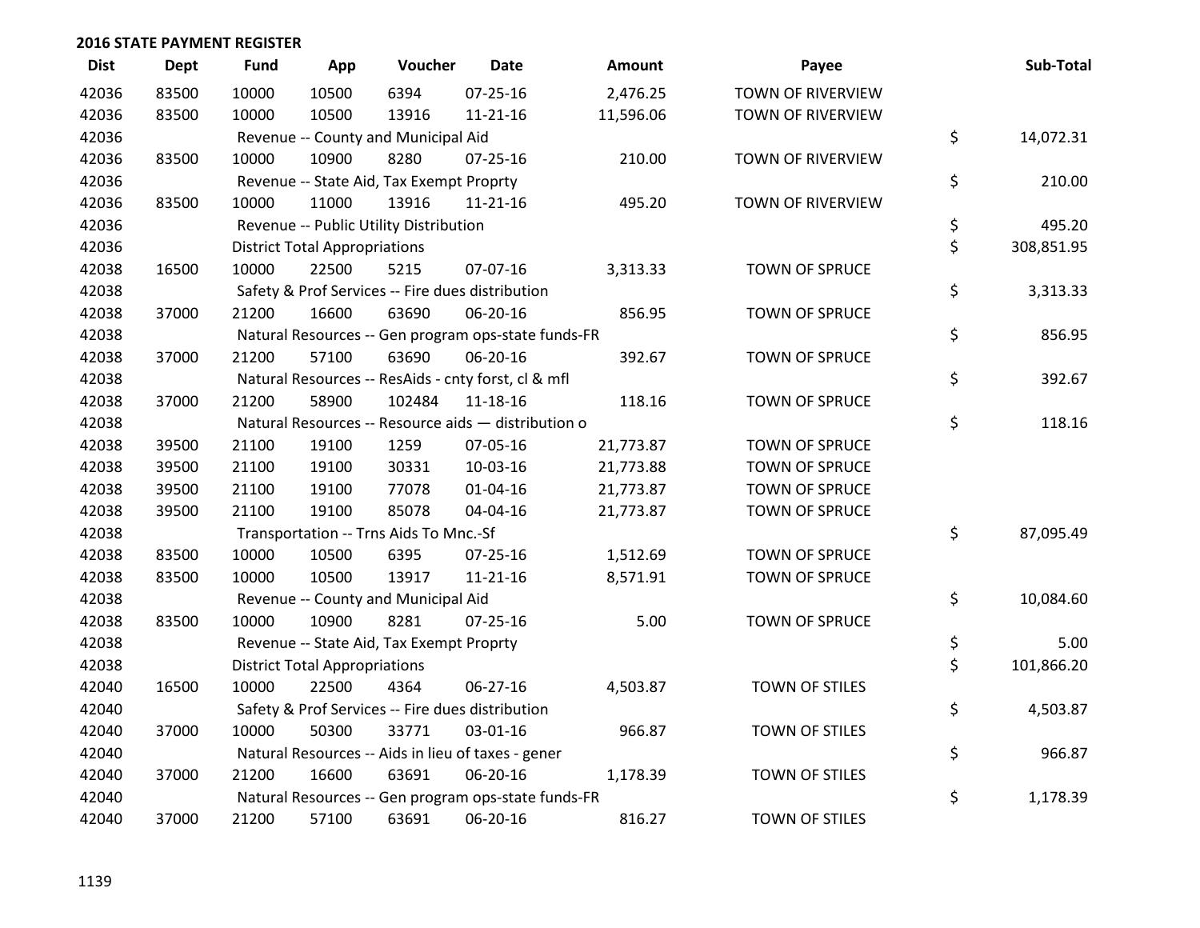## 2016 STATE PAYMENT REGISTER

| Dist | Dept | Fund | App | Voucher | Date | Amount | Payee | Sub-Total |
|---|---|---|---|---|---|---|---|---|
| 42036 | 83500 | 10000 | 10500 | 6394 | 07-25-16 | 2,476.25 | TOWN OF RIVERVIEW | |
| 42036 | 83500 | 10000 | 10500 | 13916 | 11-21-16 | 11,596.06 | TOWN OF RIVERVIEW | |
| 42036 | | Revenue -- County and Municipal Aid | | | | | | $ 14,072.31 |
| 42036 | 83500 | 10000 | 10900 | 8280 | 07-25-16 | 210.00 | TOWN OF RIVERVIEW | |
| 42036 | | Revenue -- State Aid, Tax Exempt Proprty | | | | | | $ 210.00 |
| 42036 | 83500 | 10000 | 11000 | 13916 | 11-21-16 | 495.20 | TOWN OF RIVERVIEW | |
| 42036 | | Revenue -- Public Utility Distribution | | | | | | $ 495.20 |
| 42036 | | District Total Appropriations | | | | | | $ 308,851.95 |
| 42038 | 16500 | 10000 | 22500 | 5215 | 07-07-16 | 3,313.33 | TOWN OF SPRUCE | |
| 42038 | | Safety & Prof Services -- Fire dues distribution | | | | | | $ 3,313.33 |
| 42038 | 37000 | 21200 | 16600 | 63690 | 06-20-16 | 856.95 | TOWN OF SPRUCE | |
| 42038 | | Natural Resources -- Gen program ops-state funds-FR | | | | | | $ 856.95 |
| 42038 | 37000 | 21200 | 57100 | 63690 | 06-20-16 | 392.67 | TOWN OF SPRUCE | |
| 42038 | | Natural Resources -- ResAids - cnty forst, cl & mfl | | | | | | $ 392.67 |
| 42038 | 37000 | 21200 | 58900 | 102484 | 11-18-16 | 118.16 | TOWN OF SPRUCE | |
| 42038 | | Natural Resources -- Resource aids — distribution o | | | | | | $ 118.16 |
| 42038 | 39500 | 21100 | 19100 | 1259 | 07-05-16 | 21,773.87 | TOWN OF SPRUCE | |
| 42038 | 39500 | 21100 | 19100 | 30331 | 10-03-16 | 21,773.88 | TOWN OF SPRUCE | |
| 42038 | 39500 | 21100 | 19100 | 77078 | 01-04-16 | 21,773.87 | TOWN OF SPRUCE | |
| 42038 | 39500 | 21100 | 19100 | 85078 | 04-04-16 | 21,773.87 | TOWN OF SPRUCE | |
| 42038 | | Transportation -- Trns Aids To Mnc.-Sf | | | | | | $ 87,095.49 |
| 42038 | 83500 | 10000 | 10500 | 6395 | 07-25-16 | 1,512.69 | TOWN OF SPRUCE | |
| 42038 | 83500 | 10000 | 10500 | 13917 | 11-21-16 | 8,571.91 | TOWN OF SPRUCE | |
| 42038 | | Revenue -- County and Municipal Aid | | | | | | $ 10,084.60 |
| 42038 | 83500 | 10000 | 10900 | 8281 | 07-25-16 | 5.00 | TOWN OF SPRUCE | |
| 42038 | | Revenue -- State Aid, Tax Exempt Proprty | | | | | | $ 5.00 |
| 42038 | | District Total Appropriations | | | | | | $ 101,866.20 |
| 42040 | 16500 | 10000 | 22500 | 4364 | 06-27-16 | 4,503.87 | TOWN OF STILES | |
| 42040 | | Safety & Prof Services -- Fire dues distribution | | | | | | $ 4,503.87 |
| 42040 | 37000 | 10000 | 50300 | 33771 | 03-01-16 | 966.87 | TOWN OF STILES | |
| 42040 | | Natural Resources -- Aids in lieu of taxes - gener | | | | | | $ 966.87 |
| 42040 | 37000 | 21200 | 16600 | 63691 | 06-20-16 | 1,178.39 | TOWN OF STILES | |
| 42040 | | Natural Resources -- Gen program ops-state funds-FR | | | | | | $ 1,178.39 |
| 42040 | 37000 | 21200 | 57100 | 63691 | 06-20-16 | 816.27 | TOWN OF STILES | |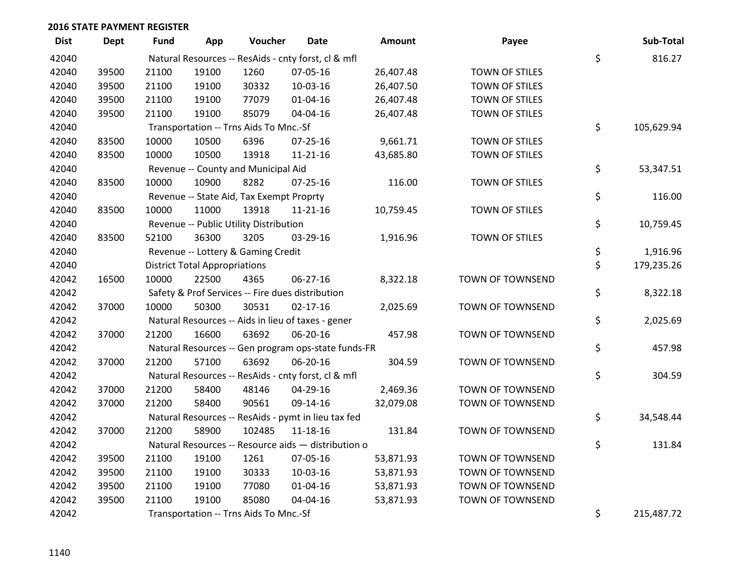## 2016 STATE PAYMENT REGISTER

| Dist | Dept | Fund | App | Voucher | Date | Amount | Payee | | Sub-Total |
|---|---|---|---|---|---|---|---|---|---|
| 42040 | | Natural Resources -- ResAids - cnty forst, cl & mfl | | | | | | $ | 816.27 |
| 42040 | 39500 | 21100 | 19100 | 1260 | 07-05-16 | 26,407.48 | TOWN OF STILES | | |
| 42040 | 39500 | 21100 | 19100 | 30332 | 10-03-16 | 26,407.50 | TOWN OF STILES | | |
| 42040 | 39500 | 21100 | 19100 | 77079 | 01-04-16 | 26,407.48 | TOWN OF STILES | | |
| 42040 | 39500 | 21100 | 19100 | 85079 | 04-04-16 | 26,407.48 | TOWN OF STILES | | |
| 42040 | | Transportation -- Trns Aids To Mnc.-Sf | | | | | | $ | 105,629.94 |
| 42040 | 83500 | 10000 | 10500 | 6396 | 07-25-16 | 9,661.71 | TOWN OF STILES | | |
| 42040 | 83500 | 10000 | 10500 | 13918 | 11-21-16 | 43,685.80 | TOWN OF STILES | | |
| 42040 | | Revenue -- County and Municipal Aid | | | | | | $ | 53,347.51 |
| 42040 | 83500 | 10000 | 10900 | 8282 | 07-25-16 | 116.00 | TOWN OF STILES | | |
| 42040 | | Revenue -- State Aid, Tax Exempt Proprty | | | | | | $ | 116.00 |
| 42040 | 83500 | 10000 | 11000 | 13918 | 11-21-16 | 10,759.45 | TOWN OF STILES | | |
| 42040 | | Revenue -- Public Utility Distribution | | | | | | $ | 10,759.45 |
| 42040 | 83500 | 52100 | 36300 | 3205 | 03-29-16 | 1,916.96 | TOWN OF STILES | | |
| 42040 | | Revenue -- Lottery & Gaming Credit | | | | | | $ | 1,916.96 |
| 42040 | | District Total Appropriations | | | | | | $ | 179,235.26 |
| 42042 | 16500 | 10000 | 22500 | 4365 | 06-27-16 | 8,322.18 | TOWN OF TOWNSEND | | |
| 42042 | | Safety & Prof Services -- Fire dues distribution | | | | | | $ | 8,322.18 |
| 42042 | 37000 | 10000 | 50300 | 30531 | 02-17-16 | 2,025.69 | TOWN OF TOWNSEND | | |
| 42042 | | Natural Resources -- Aids in lieu of taxes - gener | | | | | | $ | 2,025.69 |
| 42042 | 37000 | 21200 | 16600 | 63692 | 06-20-16 | 457.98 | TOWN OF TOWNSEND | | |
| 42042 | | Natural Resources -- Gen program ops-state funds-FR | | | | | | $ | 457.98 |
| 42042 | 37000 | 21200 | 57100 | 63692 | 06-20-16 | 304.59 | TOWN OF TOWNSEND | | |
| 42042 | | Natural Resources -- ResAids - cnty forst, cl & mfl | | | | | | $ | 304.59 |
| 42042 | 37000 | 21200 | 58400 | 48146 | 04-29-16 | 2,469.36 | TOWN OF TOWNSEND | | |
| 42042 | 37000 | 21200 | 58400 | 90561 | 09-14-16 | 32,079.08 | TOWN OF TOWNSEND | | |
| 42042 | | Natural Resources -- ResAids - pymt in lieu tax fed | | | | | | $ | 34,548.44 |
| 42042 | 37000 | 21200 | 58900 | 102485 | 11-18-16 | 131.84 | TOWN OF TOWNSEND | | |
| 42042 | | Natural Resources -- Resource aids — distribution o | | | | | | $ | 131.84 |
| 42042 | 39500 | 21100 | 19100 | 1261 | 07-05-16 | 53,871.93 | TOWN OF TOWNSEND | | |
| 42042 | 39500 | 21100 | 19100 | 30333 | 10-03-16 | 53,871.93 | TOWN OF TOWNSEND | | |
| 42042 | 39500 | 21100 | 19100 | 77080 | 01-04-16 | 53,871.93 | TOWN OF TOWNSEND | | |
| 42042 | 39500 | 21100 | 19100 | 85080 | 04-04-16 | 53,871.93 | TOWN OF TOWNSEND | | |
| 42042 | | Transportation -- Trns Aids To Mnc.-Sf | | | | | | $ | 215,487.72 |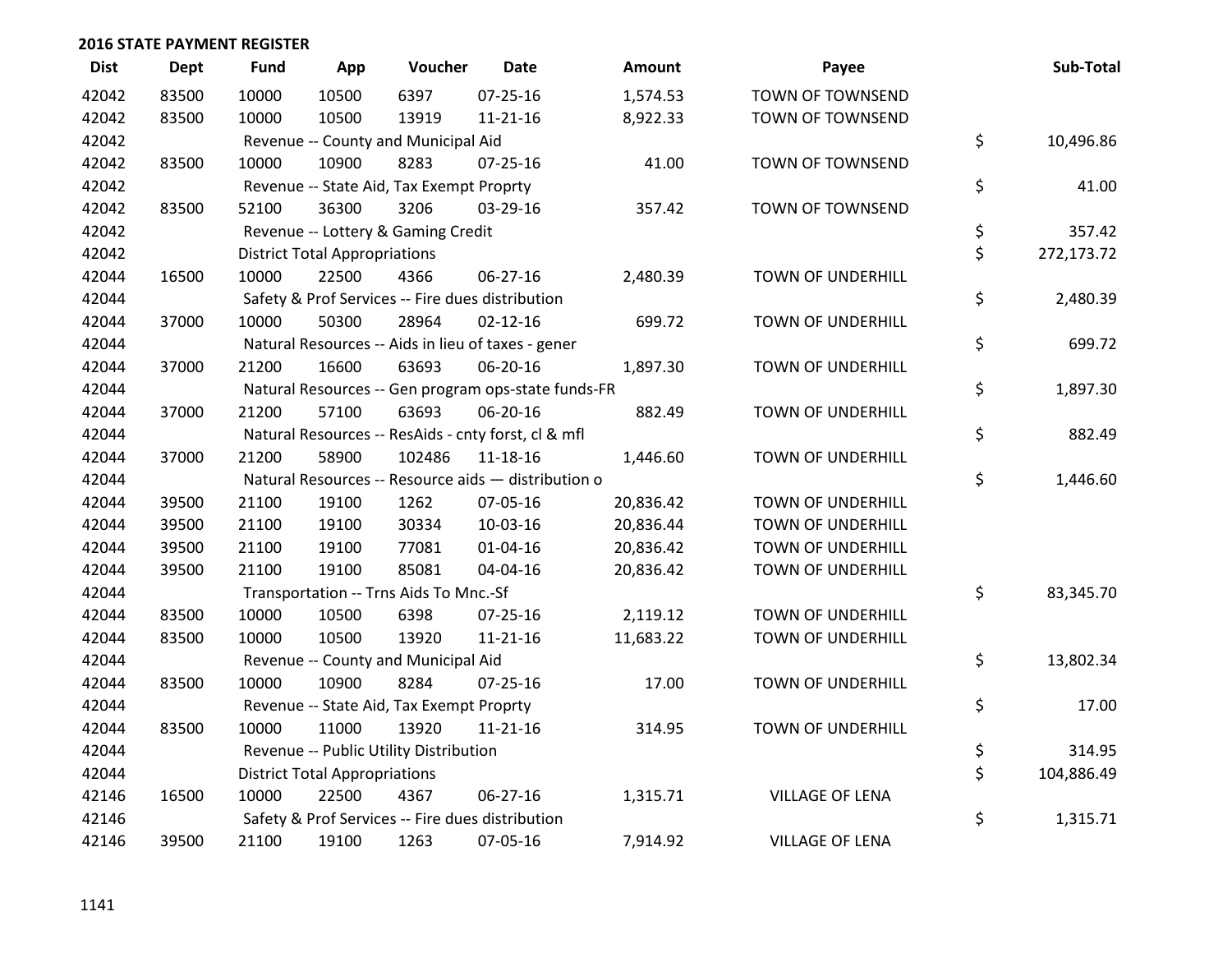## 2016 STATE PAYMENT REGISTER

| Dist | Dept | Fund | App | Voucher | Date | Amount | Payee | Sub-Total |
|---|---|---|---|---|---|---|---|---|
| 42042 | 83500 | 10000 | 10500 | 6397 | 07-25-16 | 1,574.53 | TOWN OF TOWNSEND | |
| 42042 | 83500 | 10000 | 10500 | 13919 | 11-21-16 | 8,922.33 | TOWN OF TOWNSEND | |
| 42042 | | Revenue -- County and Municipal Aid | | | | | | $ 10,496.86 |
| 42042 | 83500 | 10000 | 10900 | 8283 | 07-25-16 | 41.00 | TOWN OF TOWNSEND | |
| 42042 | | Revenue -- State Aid, Tax Exempt Proprty | | | | | | $ 41.00 |
| 42042 | 83500 | 52100 | 36300 | 3206 | 03-29-16 | 357.42 | TOWN OF TOWNSEND | |
| 42042 | | Revenue -- Lottery & Gaming Credit | | | | | | $ 357.42 |
| 42042 | | District Total Appropriations | | | | | | $ 272,173.72 |
| 42044 | 16500 | 10000 | 22500 | 4366 | 06-27-16 | 2,480.39 | TOWN OF UNDERHILL | |
| 42044 | | Safety & Prof Services -- Fire dues distribution | | | | | | $ 2,480.39 |
| 42044 | 37000 | 10000 | 50300 | 28964 | 02-12-16 | 699.72 | TOWN OF UNDERHILL | |
| 42044 | | Natural Resources -- Aids in lieu of taxes - gener | | | | | | $ 699.72 |
| 42044 | 37000 | 21200 | 16600 | 63693 | 06-20-16 | 1,897.30 | TOWN OF UNDERHILL | |
| 42044 | | Natural Resources -- Gen program ops-state funds-FR | | | | | | $ 1,897.30 |
| 42044 | 37000 | 21200 | 57100 | 63693 | 06-20-16 | 882.49 | TOWN OF UNDERHILL | |
| 42044 | | Natural Resources -- ResAids - cnty forst, cl & mfl | | | | | | $ 882.49 |
| 42044 | 37000 | 21200 | 58900 | 102486 | 11-18-16 | 1,446.60 | TOWN OF UNDERHILL | |
| 42044 | | Natural Resources -- Resource aids — distribution o | | | | | | $ 1,446.60 |
| 42044 | 39500 | 21100 | 19100 | 1262 | 07-05-16 | 20,836.42 | TOWN OF UNDERHILL | |
| 42044 | 39500 | 21100 | 19100 | 30334 | 10-03-16 | 20,836.44 | TOWN OF UNDERHILL | |
| 42044 | 39500 | 21100 | 19100 | 77081 | 01-04-16 | 20,836.42 | TOWN OF UNDERHILL | |
| 42044 | 39500 | 21100 | 19100 | 85081 | 04-04-16 | 20,836.42 | TOWN OF UNDERHILL | |
| 42044 | | Transportation -- Trns Aids To Mnc.-Sf | | | | | | $ 83,345.70 |
| 42044 | 83500 | 10000 | 10500 | 6398 | 07-25-16 | 2,119.12 | TOWN OF UNDERHILL | |
| 42044 | 83500 | 10000 | 10500 | 13920 | 11-21-16 | 11,683.22 | TOWN OF UNDERHILL | |
| 42044 | | Revenue -- County and Municipal Aid | | | | | | $ 13,802.34 |
| 42044 | 83500 | 10000 | 10900 | 8284 | 07-25-16 | 17.00 | TOWN OF UNDERHILL | |
| 42044 | | Revenue -- State Aid, Tax Exempt Proprty | | | | | | $ 17.00 |
| 42044 | 83500 | 10000 | 11000 | 13920 | 11-21-16 | 314.95 | TOWN OF UNDERHILL | |
| 42044 | | Revenue -- Public Utility Distribution | | | | | | $ 314.95 |
| 42044 | | District Total Appropriations | | | | | | $ 104,886.49 |
| 42146 | 16500 | 10000 | 22500 | 4367 | 06-27-16 | 1,315.71 | VILLAGE OF LENA | |
| 42146 | | Safety & Prof Services -- Fire dues distribution | | | | | | $ 1,315.71 |
| 42146 | 39500 | 21100 | 19100 | 1263 | 07-05-16 | 7,914.92 | VILLAGE OF LENA | |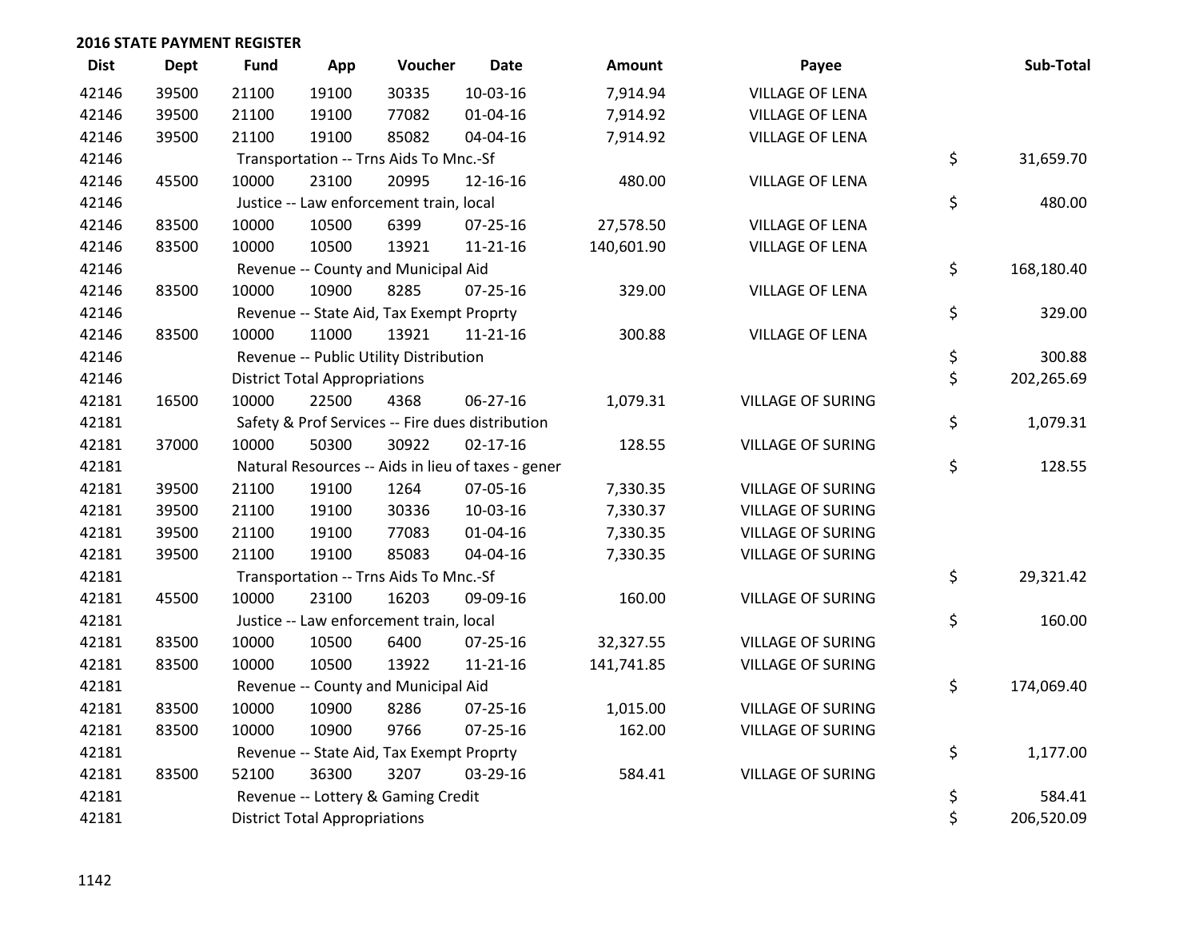## 2016 STATE PAYMENT REGISTER

| Dist | Dept | Fund | App | Voucher | Date | Amount | Payee | Sub-Total |
|---|---|---|---|---|---|---|---|---|
| 42146 | 39500 | 21100 | 19100 | 30335 | 10-03-16 | 7,914.94 | VILLAGE OF LENA | |
| 42146 | 39500 | 21100 | 19100 | 77082 | 01-04-16 | 7,914.92 | VILLAGE OF LENA | |
| 42146 | 39500 | 21100 | 19100 | 85082 | 04-04-16 | 7,914.92 | VILLAGE OF LENA | |
| 42146 | | Transportation -- Trns Aids To Mnc.-Sf | | | | | | $ 31,659.70 |
| 42146 | 45500 | 10000 | 23100 | 20995 | 12-16-16 | 480.00 | VILLAGE OF LENA | |
| 42146 | | Justice -- Law enforcement train, local | | | | | | $ 480.00 |
| 42146 | 83500 | 10000 | 10500 | 6399 | 07-25-16 | 27,578.50 | VILLAGE OF LENA | |
| 42146 | 83500 | 10000 | 10500 | 13921 | 11-21-16 | 140,601.90 | VILLAGE OF LENA | |
| 42146 | | Revenue -- County and Municipal Aid | | | | | | $ 168,180.40 |
| 42146 | 83500 | 10000 | 10900 | 8285 | 07-25-16 | 329.00 | VILLAGE OF LENA | |
| 42146 | | Revenue -- State Aid, Tax Exempt Proprty | | | | | | $ 329.00 |
| 42146 | 83500 | 10000 | 11000 | 13921 | 11-21-16 | 300.88 | VILLAGE OF LENA | |
| 42146 | | Revenue -- Public Utility Distribution | | | | | | $ 300.88 |
| 42146 | | District Total Appropriations | | | | | | $ 202,265.69 |
| 42181 | 16500 | 10000 | 22500 | 4368 | 06-27-16 | 1,079.31 | VILLAGE OF SURING | |
| 42181 | | Safety & Prof Services -- Fire dues distribution | | | | | | $ 1,079.31 |
| 42181 | 37000 | 10000 | 50300 | 30922 | 02-17-16 | 128.55 | VILLAGE OF SURING | |
| 42181 | | Natural Resources -- Aids in lieu of taxes - gener | | | | | | $ 128.55 |
| 42181 | 39500 | 21100 | 19100 | 1264 | 07-05-16 | 7,330.35 | VILLAGE OF SURING | |
| 42181 | 39500 | 21100 | 19100 | 30336 | 10-03-16 | 7,330.37 | VILLAGE OF SURING | |
| 42181 | 39500 | 21100 | 19100 | 77083 | 01-04-16 | 7,330.35 | VILLAGE OF SURING | |
| 42181 | 39500 | 21100 | 19100 | 85083 | 04-04-16 | 7,330.35 | VILLAGE OF SURING | |
| 42181 | | Transportation -- Trns Aids To Mnc.-Sf | | | | | | $ 29,321.42 |
| 42181 | 45500 | 10000 | 23100 | 16203 | 09-09-16 | 160.00 | VILLAGE OF SURING | |
| 42181 | | Justice -- Law enforcement train, local | | | | | | $ 160.00 |
| 42181 | 83500 | 10000 | 10500 | 6400 | 07-25-16 | 32,327.55 | VILLAGE OF SURING | |
| 42181 | 83500 | 10000 | 10500 | 13922 | 11-21-16 | 141,741.85 | VILLAGE OF SURING | |
| 42181 | | Revenue -- County and Municipal Aid | | | | | | $ 174,069.40 |
| 42181 | 83500 | 10000 | 10900 | 8286 | 07-25-16 | 1,015.00 | VILLAGE OF SURING | |
| 42181 | 83500 | 10000 | 10900 | 9766 | 07-25-16 | 162.00 | VILLAGE OF SURING | |
| 42181 | | Revenue -- State Aid, Tax Exempt Proprty | | | | | | $ 1,177.00 |
| 42181 | 83500 | 52100 | 36300 | 3207 | 03-29-16 | 584.41 | VILLAGE OF SURING | |
| 42181 | | Revenue -- Lottery & Gaming Credit | | | | | | $ 584.41 |
| 42181 | | District Total Appropriations | | | | | | $ 206,520.09 |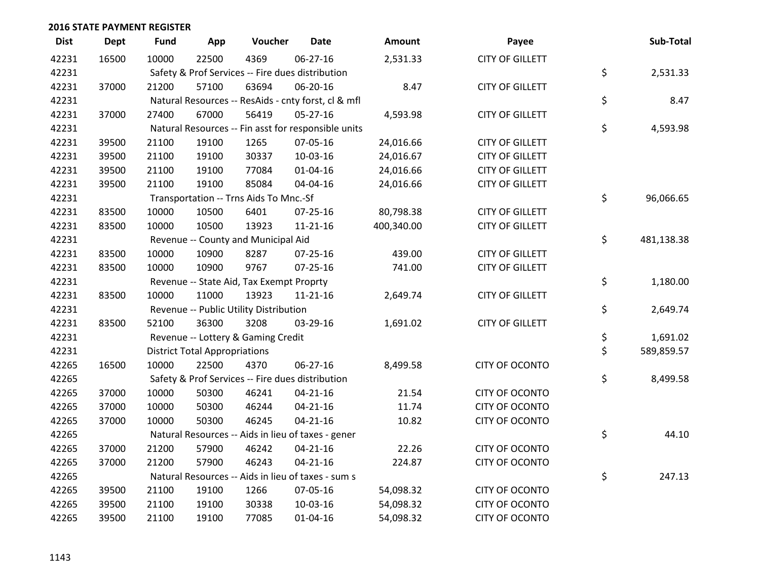## 2016 STATE PAYMENT REGISTER

| Dist | Dept | Fund | App | Voucher | Date | Amount | Payee | Sub-Total |
|---|---|---|---|---|---|---|---|---|
| 42231 | 16500 | 10000 | 22500 | 4369 | 06-27-16 | 2,531.33 | CITY OF GILLETT | |
| 42231 | | Safety & Prof Services -- Fire dues distribution | | | | | | $ 2,531.33 |
| 42231 | 37000 | 21200 | 57100 | 63694 | 06-20-16 | 8.47 | CITY OF GILLETT | |
| 42231 | | Natural Resources -- ResAids - cnty forst, cl & mfl | | | | | | $ 8.47 |
| 42231 | 37000 | 27400 | 67000 | 56419 | 05-27-16 | 4,593.98 | CITY OF GILLETT | |
| 42231 | | Natural Resources -- Fin asst for responsible units | | | | | | $ 4,593.98 |
| 42231 | 39500 | 21100 | 19100 | 1265 | 07-05-16 | 24,016.66 | CITY OF GILLETT | |
| 42231 | 39500 | 21100 | 19100 | 30337 | 10-03-16 | 24,016.67 | CITY OF GILLETT | |
| 42231 | 39500 | 21100 | 19100 | 77084 | 01-04-16 | 24,016.66 | CITY OF GILLETT | |
| 42231 | 39500 | 21100 | 19100 | 85084 | 04-04-16 | 24,016.66 | CITY OF GILLETT | |
| 42231 | | Transportation -- Trns Aids To Mnc.-Sf | | | | | | $ 96,066.65 |
| 42231 | 83500 | 10000 | 10500 | 6401 | 07-25-16 | 80,798.38 | CITY OF GILLETT | |
| 42231 | 83500 | 10000 | 10500 | 13923 | 11-21-16 | 400,340.00 | CITY OF GILLETT | |
| 42231 | | Revenue -- County and Municipal Aid | | | | | | $ 481,138.38 |
| 42231 | 83500 | 10000 | 10900 | 8287 | 07-25-16 | 439.00 | CITY OF GILLETT | |
| 42231 | 83500 | 10000 | 10900 | 9767 | 07-25-16 | 741.00 | CITY OF GILLETT | |
| 42231 | | Revenue -- State Aid, Tax Exempt Proprty | | | | | | $ 1,180.00 |
| 42231 | 83500 | 10000 | 11000 | 13923 | 11-21-16 | 2,649.74 | CITY OF GILLETT | |
| 42231 | | Revenue -- Public Utility Distribution | | | | | | $ 2,649.74 |
| 42231 | 83500 | 52100 | 36300 | 3208 | 03-29-16 | 1,691.02 | CITY OF GILLETT | |
| 42231 | | Revenue -- Lottery & Gaming Credit | | | | | | $ 1,691.02 |
| 42231 | | District Total Appropriations | | | | | | $ 589,859.57 |
| 42265 | 16500 | 10000 | 22500 | 4370 | 06-27-16 | 8,499.58 | CITY OF OCONTO | |
| 42265 | | Safety & Prof Services -- Fire dues distribution | | | | | | $ 8,499.58 |
| 42265 | 37000 | 10000 | 50300 | 46241 | 04-21-16 | 21.54 | CITY OF OCONTO | |
| 42265 | 37000 | 10000 | 50300 | 46244 | 04-21-16 | 11.74 | CITY OF OCONTO | |
| 42265 | 37000 | 10000 | 50300 | 46245 | 04-21-16 | 10.82 | CITY OF OCONTO | |
| 42265 | | Natural Resources -- Aids in lieu of taxes - gener | | | | | | $ 44.10 |
| 42265 | 37000 | 21200 | 57900 | 46242 | 04-21-16 | 22.26 | CITY OF OCONTO | |
| 42265 | 37000 | 21200 | 57900 | 46243 | 04-21-16 | 224.87 | CITY OF OCONTO | |
| 42265 | | Natural Resources -- Aids in lieu of taxes - sum s | | | | | | $ 247.13 |
| 42265 | 39500 | 21100 | 19100 | 1266 | 07-05-16 | 54,098.32 | CITY OF OCONTO | |
| 42265 | 39500 | 21100 | 19100 | 30338 | 10-03-16 | 54,098.32 | CITY OF OCONTO | |
| 42265 | 39500 | 21100 | 19100 | 77085 | 01-04-16 | 54,098.32 | CITY OF OCONTO | |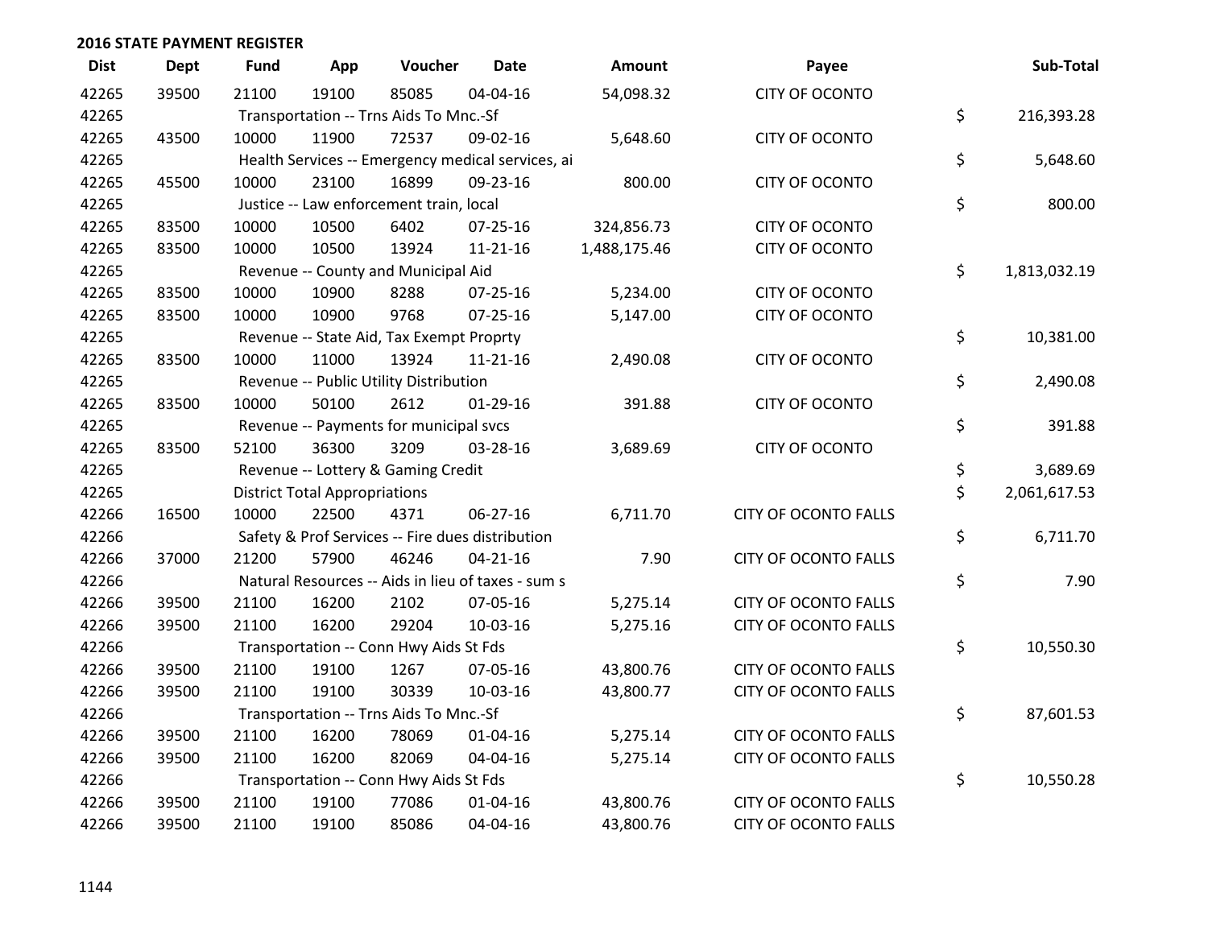## 2016 STATE PAYMENT REGISTER

| Dist | Dept | Fund | App | Voucher | Date | Amount | Payee | Sub-Total |
|---|---|---|---|---|---|---|---|---|
| 42265 | 39500 | 21100 | 19100 | 85085 | 04-04-16 | 54,098.32 | CITY OF OCONTO | |
| 42265 | | Transportation -- Trns Aids To Mnc.-Sf | | | | | | $ 216,393.28 |
| 42265 | 43500 | 10000 | 11900 | 72537 | 09-02-16 | 5,648.60 | CITY OF OCONTO | |
| 42265 | | Health Services -- Emergency medical services, ai | | | | | | $ 5,648.60 |
| 42265 | 45500 | 10000 | 23100 | 16899 | 09-23-16 | 800.00 | CITY OF OCONTO | |
| 42265 | | Justice -- Law enforcement train, local | | | | | | $ 800.00 |
| 42265 | 83500 | 10000 | 10500 | 6402 | 07-25-16 | 324,856.73 | CITY OF OCONTO | |
| 42265 | 83500 | 10000 | 10500 | 13924 | 11-21-16 | 1,488,175.46 | CITY OF OCONTO | |
| 42265 | | Revenue -- County and Municipal Aid | | | | | | $ 1,813,032.19 |
| 42265 | 83500 | 10000 | 10900 | 8288 | 07-25-16 | 5,234.00 | CITY OF OCONTO | |
| 42265 | 83500 | 10000 | 10900 | 9768 | 07-25-16 | 5,147.00 | CITY OF OCONTO | |
| 42265 | | Revenue -- State Aid, Tax Exempt Proprty | | | | | | $ 10,381.00 |
| 42265 | 83500 | 10000 | 11000 | 13924 | 11-21-16 | 2,490.08 | CITY OF OCONTO | |
| 42265 | | Revenue -- Public Utility Distribution | | | | | | $ 2,490.08 |
| 42265 | 83500 | 10000 | 50100 | 2612 | 01-29-16 | 391.88 | CITY OF OCONTO | |
| 42265 | | Revenue -- Payments for municipal svcs | | | | | | $ 391.88 |
| 42265 | 83500 | 52100 | 36300 | 3209 | 03-28-16 | 3,689.69 | CITY OF OCONTO | |
| 42265 | | Revenue -- Lottery & Gaming Credit | | | | | | $ 3,689.69 |
| 42265 | | District Total Appropriations | | | | | | $ 2,061,617.53 |
| 42266 | 16500 | 10000 | 22500 | 4371 | 06-27-16 | 6,711.70 | CITY OF OCONTO FALLS | |
| 42266 | | Safety & Prof Services -- Fire dues distribution | | | | | | $ 6,711.70 |
| 42266 | 37000 | 21200 | 57900 | 46246 | 04-21-16 | 7.90 | CITY OF OCONTO FALLS | |
| 42266 | | Natural Resources -- Aids in lieu of taxes - sum s | | | | | | $ 7.90 |
| 42266 | 39500 | 21100 | 16200 | 2102 | 07-05-16 | 5,275.14 | CITY OF OCONTO FALLS | |
| 42266 | 39500 | 21100 | 16200 | 29204 | 10-03-16 | 5,275.16 | CITY OF OCONTO FALLS | |
| 42266 | | Transportation -- Conn Hwy Aids St Fds | | | | | | $ 10,550.30 |
| 42266 | 39500 | 21100 | 19100 | 1267 | 07-05-16 | 43,800.76 | CITY OF OCONTO FALLS | |
| 42266 | 39500 | 21100 | 19100 | 30339 | 10-03-16 | 43,800.77 | CITY OF OCONTO FALLS | |
| 42266 | | Transportation -- Trns Aids To Mnc.-Sf | | | | | | $ 87,601.53 |
| 42266 | 39500 | 21100 | 16200 | 78069 | 01-04-16 | 5,275.14 | CITY OF OCONTO FALLS | |
| 42266 | 39500 | 21100 | 16200 | 82069 | 04-04-16 | 5,275.14 | CITY OF OCONTO FALLS | |
| 42266 | | Transportation -- Conn Hwy Aids St Fds | | | | | | $ 10,550.28 |
| 42266 | 39500 | 21100 | 19100 | 77086 | 01-04-16 | 43,800.76 | CITY OF OCONTO FALLS | |
| 42266 | 39500 | 21100 | 19100 | 85086 | 04-04-16 | 43,800.76 | CITY OF OCONTO FALLS | |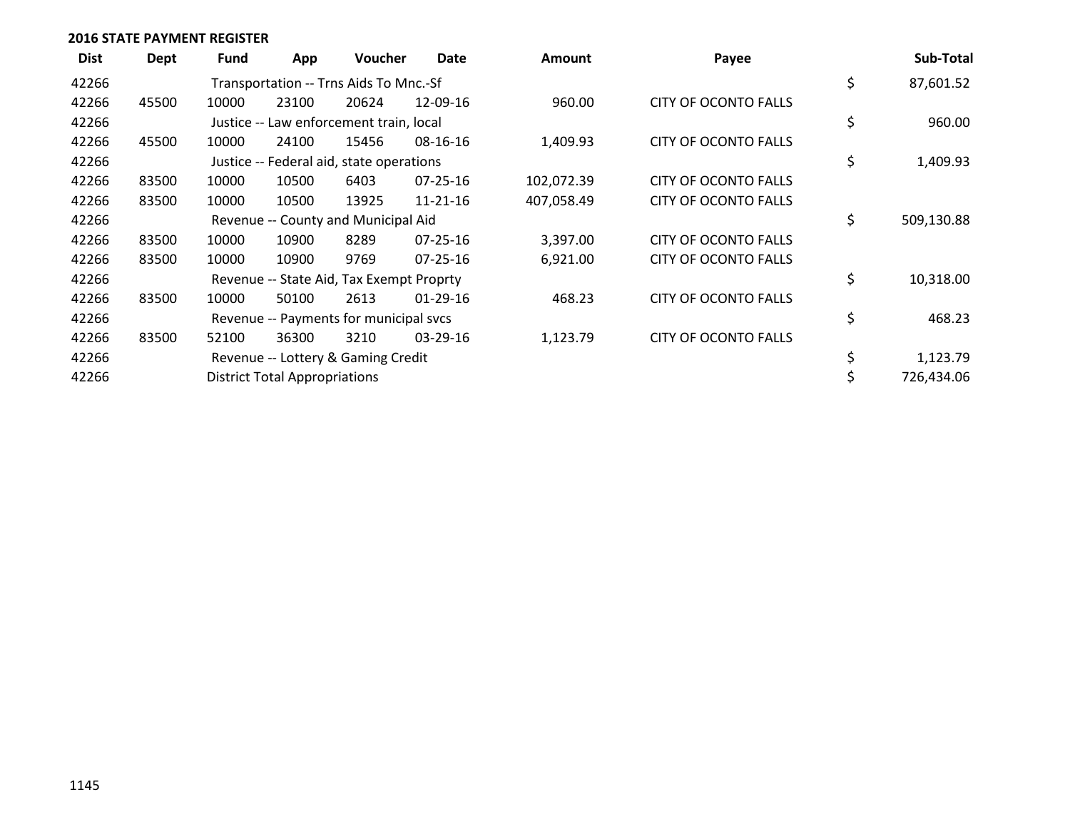**2016 STATE PAYMENT REGISTER**

| Dist | Dept | Fund | App | Voucher | Date | Amount | Payee | | Sub-Total |
|---|---|---|---|---|---|---|---|---|---|
| 42266 | | Transportation -- Trns Aids To Mnc.-Sf | | | | | | $ | 87,601.52 |
| 42266 | 45500 | 10000 | 23100 | 20624 | 12-09-16 | 960.00 | CITY OF OCONTO FALLS | | |
| 42266 | | Justice -- Law enforcement train, local | | | | | | $ | 960.00 |
| 42266 | 45500 | 10000 | 24100 | 15456 | 08-16-16 | 1,409.93 | CITY OF OCONTO FALLS | | |
| 42266 | | Justice -- Federal aid, state operations | | | | | | $ | 1,409.93 |
| 42266 | 83500 | 10000 | 10500 | 6403 | 07-25-16 | 102,072.39 | CITY OF OCONTO FALLS | | |
| 42266 | 83500 | 10000 | 10500 | 13925 | 11-21-16 | 407,058.49 | CITY OF OCONTO FALLS | | |
| 42266 | | Revenue -- County and Municipal Aid | | | | | | $ | 509,130.88 |
| 42266 | 83500 | 10000 | 10900 | 8289 | 07-25-16 | 3,397.00 | CITY OF OCONTO FALLS | | |
| 42266 | 83500 | 10000 | 10900 | 9769 | 07-25-16 | 6,921.00 | CITY OF OCONTO FALLS | | |
| 42266 | | Revenue -- State Aid, Tax Exempt Proprty | | | | | | $ | 10,318.00 |
| 42266 | 83500 | 10000 | 50100 | 2613 | 01-29-16 | 468.23 | CITY OF OCONTO FALLS | | |
| 42266 | | Revenue -- Payments for municipal svcs | | | | | | $ | 468.23 |
| 42266 | 83500 | 52100 | 36300 | 3210 | 03-29-16 | 1,123.79 | CITY OF OCONTO FALLS | | |
| 42266 | | Revenue -- Lottery & Gaming Credit | | | | | | $ | 1,123.79 |
| 42266 | | District Total Appropriations | | | | | | $ | 726,434.06 |